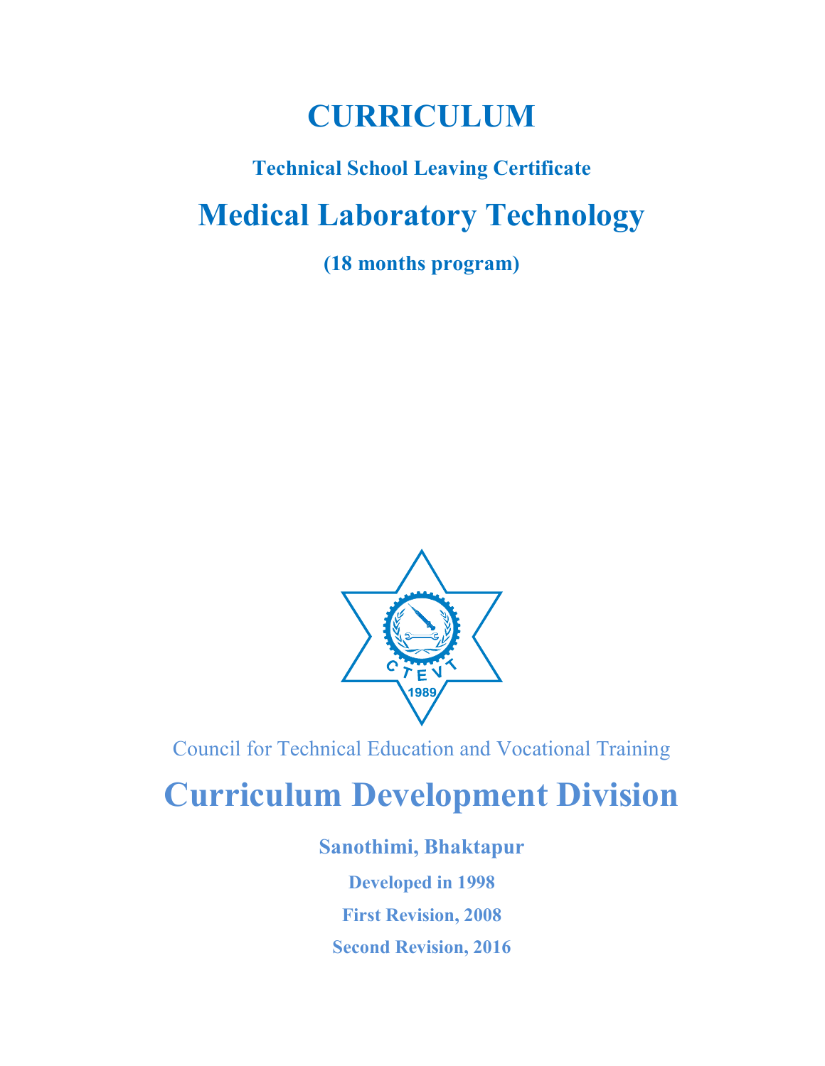# CURRICULUM

**Technical School Leaving Certificate**

# Medical Laboratory Technology

**(18 months program)**

Council for Technical Education and Vocational Training

# Curriculum Development Division

**Sanothimi, Bhaktapur**

**Developed in 1998**

**First Revision, 2008**

**Second Revision, 2016**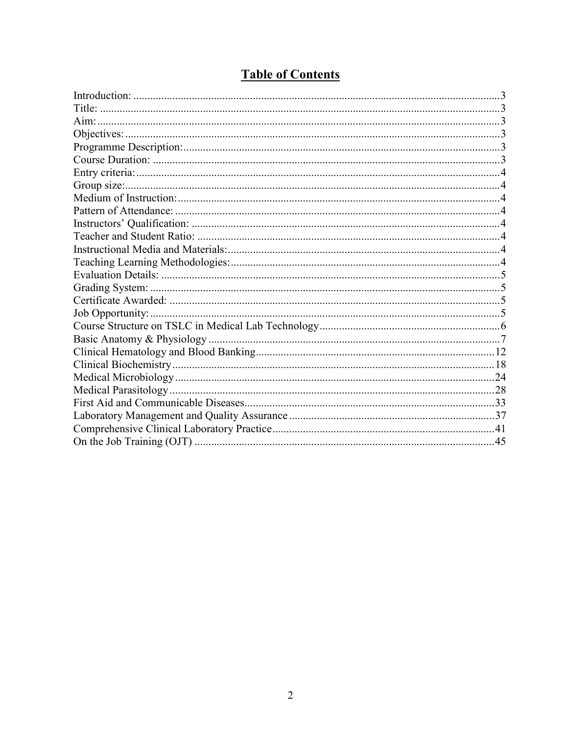# Table of Contents

Introduction: ..... 3
Title: ..... 3
Aim: ..... 3
Objectives: ..... 3
Programme Description: ..... 3
Course Duration: ..... 3
Entry criteria: ..... 4
Group size: ..... 4
Medium of Instruction: ..... 4
Pattern of Attendance: ..... 4
Instructors' Qualification: ..... 4
Teacher and Student Ratio: ..... 4
Instructional Media and Materials: ..... 4
Teaching Learning Methodologies: ..... 4
Evaluation Details: ..... 5
Grading System: ..... 5
Certificate Awarded: ..... 5
Job Opportunity: ..... 5
Course Structure on TSLC in Medical Lab Technology ..... 6
Basic Anatomy & Physiology ..... 7
Clinical Hematology and Blood Banking ..... 12
Clinical Biochemistry ..... 18
Medical Microbiology ..... 24
Medical Parasitology ..... 28
First Aid and Communicable Diseases ..... 33
Laboratory Management and Quality Assurance ..... 37
Comprehensive Clinical Laboratory Practice ..... 41
On the Job Training (OJT) ..... 45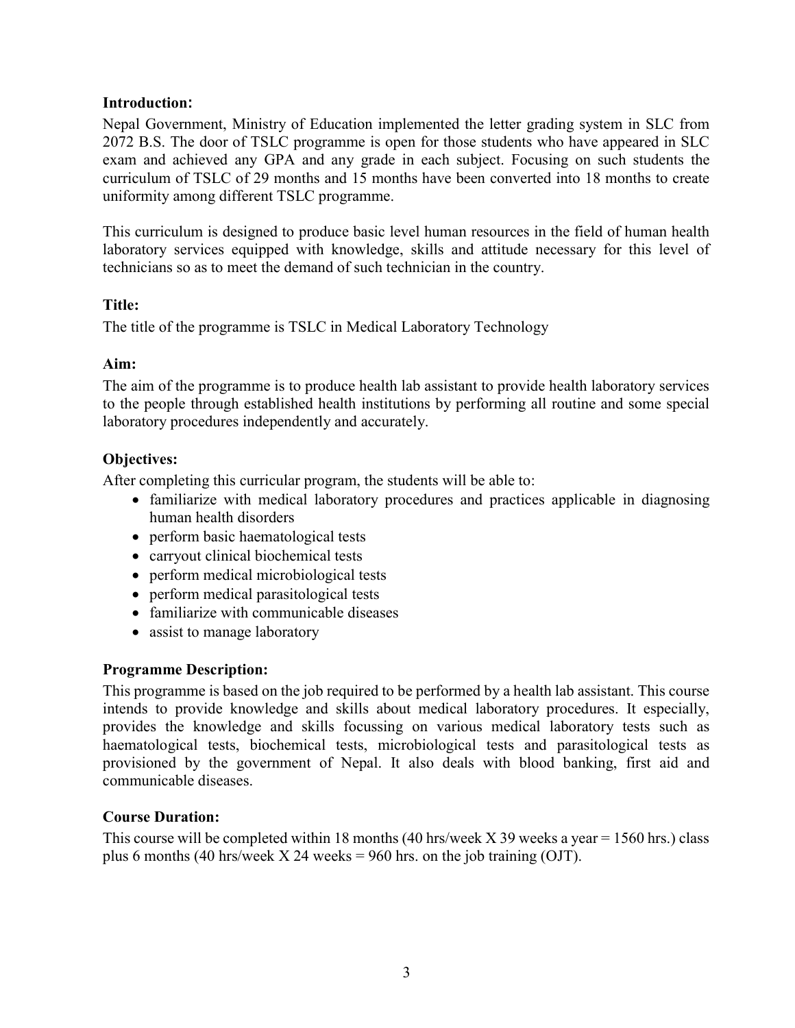## Introduction:

Nepal Government, Ministry of Education implemented the letter grading system in SLC from 2072 B.S. The door of TSLC programme is open for those students who have appeared in SLC exam and achieved any GPA and any grade in each subject. Focusing on such students the curriculum of TSLC of 29 months and 15 months have been converted into 18 months to create uniformity among different TSLC programme.

This curriculum is designed to produce basic level human resources in the field of human health laboratory services equipped with knowledge, skills and attitude necessary for this level of technicians so as to meet the demand of such technician in the country.

## Title:

The title of the programme is TSLC in Medical Laboratory Technology

## Aim:

The aim of the programme is to produce health lab assistant to provide health laboratory services to the people through established health institutions by performing all routine and some special laboratory procedures independently and accurately.

## Objectives:

After completing this curricular program, the students will be able to:

- familiarize with medical laboratory procedures and practices applicable in diagnosing human health disorders
- perform basic haematological tests
- carryout clinical biochemical tests
- perform medical microbiological tests
- perform medical parasitological tests
- familiarize with communicable diseases
- assist to manage laboratory

## Programme Description:

This programme is based on the job required to be performed by a health lab assistant. This course intends to provide knowledge and skills about medical laboratory procedures. It especially, provides the knowledge and skills focussing on various medical laboratory tests such as haematological tests, biochemical tests, microbiological tests and parasitological tests as provisioned by the government of Nepal. It also deals with blood banking, first aid and communicable diseases.

## Course Duration:

This course will be completed within 18 months (40 hrs/week X 39 weeks a year = 1560 hrs.) class plus 6 months (40 hrs/week X 24 weeks = 960 hrs. on the job training (OJT).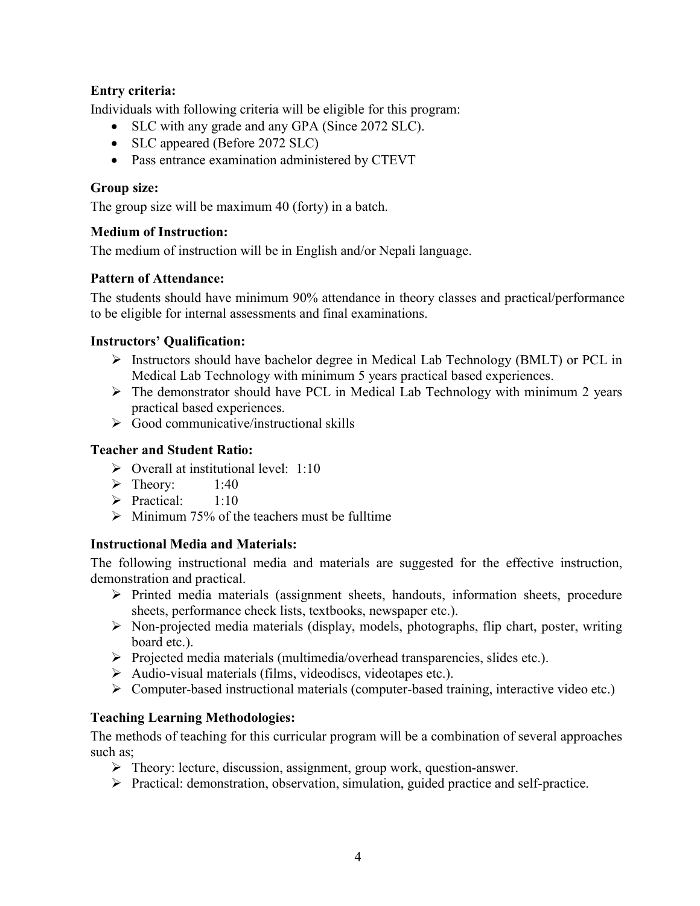**Entry criteria:**

Individuals with following criteria will be eligible for this program:

- SLC with any grade and any GPA (Since 2072 SLC).
- SLC appeared (Before 2072 SLC)
- Pass entrance examination administered by CTEVT

**Group size:**

The group size will be maximum 40 (forty) in a batch.

**Medium of Instruction:**

The medium of instruction will be in English and/or Nepali language.

**Pattern of Attendance:**

The students should have minimum 90% attendance in theory classes and practical/performance to be eligible for internal assessments and final examinations.

**Instructors' Qualification:**

- Instructors should have bachelor degree in Medical Lab Technology (BMLT) or PCL in Medical Lab Technology with minimum 5 years practical based experiences.
- The demonstrator should have PCL in Medical Lab Technology with minimum 2 years practical based experiences.
- Good communicative/instructional skills

**Teacher and Student Ratio:**

- Overall at institutional level: 1:10
- Theory: 1:40
- Practical: 1:10
- Minimum 75% of the teachers must be fulltime

**Instructional Media and Materials:**

The following instructional media and materials are suggested for the effective instruction, demonstration and practical.

- Printed media materials (assignment sheets, handouts, information sheets, procedure sheets, performance check lists, textbooks, newspaper etc.).
- Non-projected media materials (display, models, photographs, flip chart, poster, writing board etc.).
- Projected media materials (multimedia/overhead transparencies, slides etc.).
- Audio-visual materials (films, videodiscs, videotapes etc.).
- Computer-based instructional materials (computer-based training, interactive video etc.)

**Teaching Learning Methodologies:**

The methods of teaching for this curricular program will be a combination of several approaches such as;

- Theory: lecture, discussion, assignment, group work, question-answer.
- Practical: demonstration, observation, simulation, guided practice and self-practice.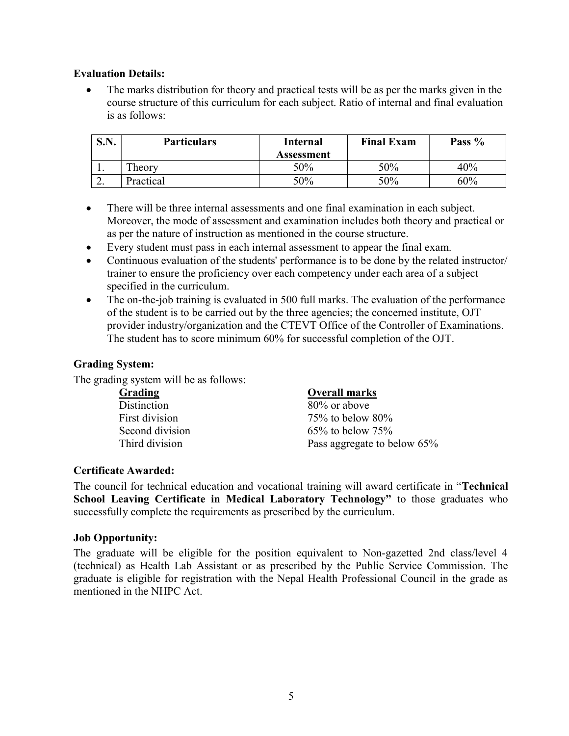**Evaluation Details:**

- The marks distribution for theory and practical tests will be as per the marks given in the course structure of this curriculum for each subject. Ratio of internal and final evaluation is as follows:

| S.N. | Particulars | Internal Assessment | Final Exam | Pass % |
|---|---|---|---|---|
| 1. | Theory | 50% | 50% | 40% |
| 2. | Practical | 50% | 50% | 60% |

- There will be three internal assessments and one final examination in each subject. Moreover, the mode of assessment and examination includes both theory and practical or as per the nature of instruction as mentioned in the course structure.
- Every student must pass in each internal assessment to appear the final exam.
- Continuous evaluation of the students' performance is to be done by the related instructor/ trainer to ensure the proficiency over each competency under each area of a subject specified in the curriculum.
- The on-the-job training is evaluated in 500 full marks. The evaluation of the performance of the student is to be carried out by the three agencies; the concerned institute, OJT provider industry/organization and the CTEVT Office of the Controller of Examinations. The student has to score minimum 60% for successful completion of the OJT.

**Grading System:**

The grading system will be as follows:

| Grading | Overall marks |
|---|---|
| Distinction | 80% or above |
| First division | 75% to below 80% |
| Second division | 65% to below 75% |
| Third division | Pass aggregate to below 65% |

**Certificate Awarded:**

The council for technical education and vocational training will award certificate in "**Technical School Leaving Certificate in Medical Laboratory Technology"** to those graduates who successfully complete the requirements as prescribed by the curriculum.

**Job Opportunity:**

The graduate will be eligible for the position equivalent to Non-gazetted 2nd class/level 4 (technical) as Health Lab Assistant or as prescribed by the Public Service Commission. The graduate is eligible for registration with the Nepal Health Professional Council in the grade as mentioned in the NHPC Act.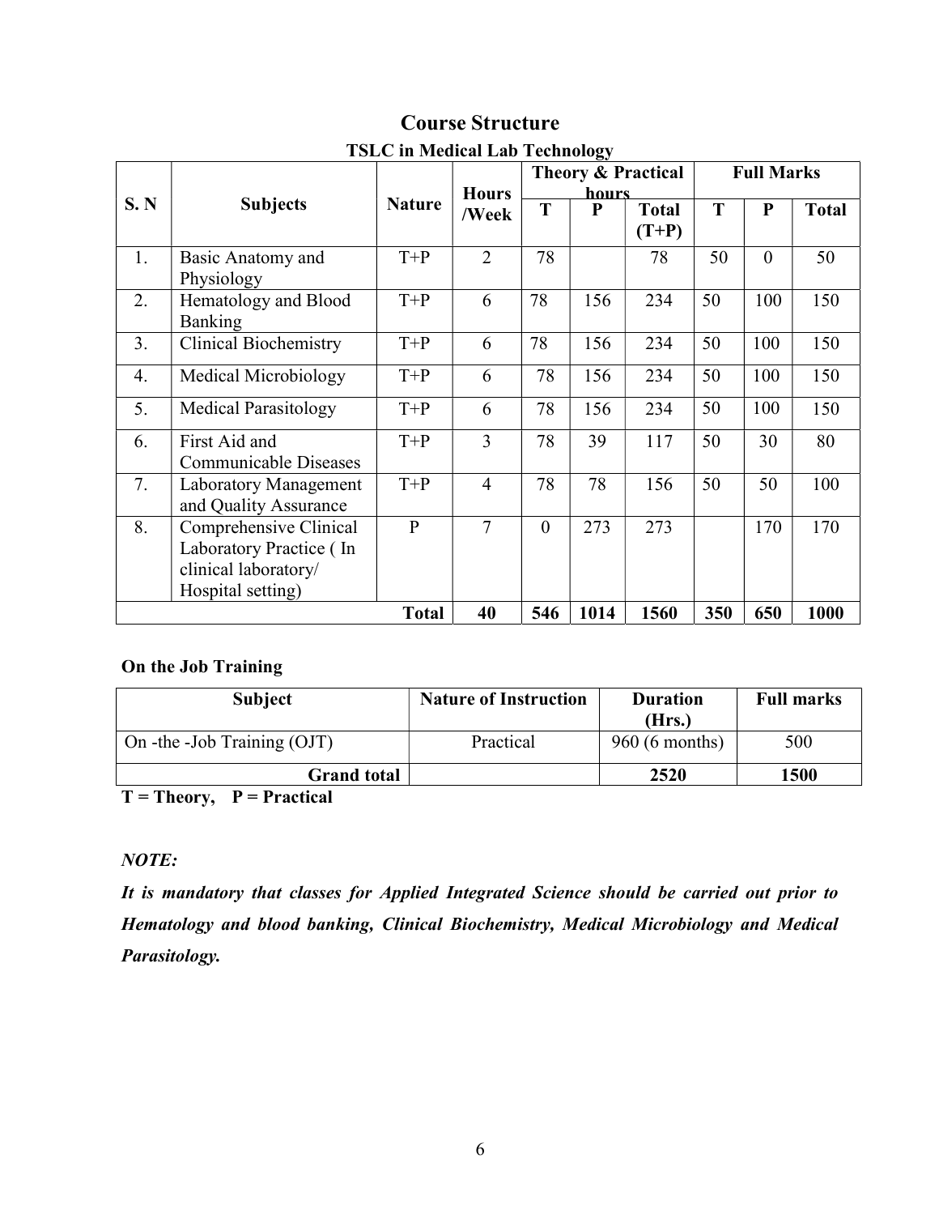# Course Structure

## TSLC in Medical Lab Technology

| S. N | Subjects | Nature | Hours /Week | Theory & Practical hours | | | Full Marks | | |
|---|---|---|---|---|---|---|---|---|---|
| | | | | T | P | Total (T+P) | T | P | Total |
| 1. | Basic Anatomy and Physiology | T+P | 2 | 78 | | 78 | 50 | 0 | 50 |
| 2. | Hematology and Blood Banking | T+P | 6 | 78 | 156 | 234 | 50 | 100 | 150 |
| 3. | Clinical Biochemistry | T+P | 6 | 78 | 156 | 234 | 50 | 100 | 150 |
| 4. | Medical Microbiology | T+P | 6 | 78 | 156 | 234 | 50 | 100 | 150 |
| 5. | Medical Parasitology | T+P | 6 | 78 | 156 | 234 | 50 | 100 | 150 |
| 6. | First Aid and Communicable Diseases | T+P | 3 | 78 | 39 | 117 | 50 | 30 | 80 |
| 7. | Laboratory Management and Quality Assurance | T+P | 4 | 78 | 78 | 156 | 50 | 50 | 100 |
| 8. | Comprehensive Clinical Laboratory Practice ( In clinical laboratory/ Hospital setting) | P | 7 | 0 | 273 | 273 | | 170 | 170 |
| | | **Total** | **40** | **546** | **1014** | **1560** | **350** | **650** | **1000** |

**On the Job Training**

| Subject | Nature of Instruction | Duration (Hrs.) | Full marks |
|---|---|---|---|
| On -the -Job Training (OJT) | Practical | 960 (6 months) | 500 |
| **Grand total** | | **2520** | **1500** |

**T = Theory, P = Practical**

***NOTE:***

***It is mandatory that classes for Applied Integrated Science should be carried out prior to Hematology and blood banking, Clinical Biochemistry, Medical Microbiology and Medical Parasitology.***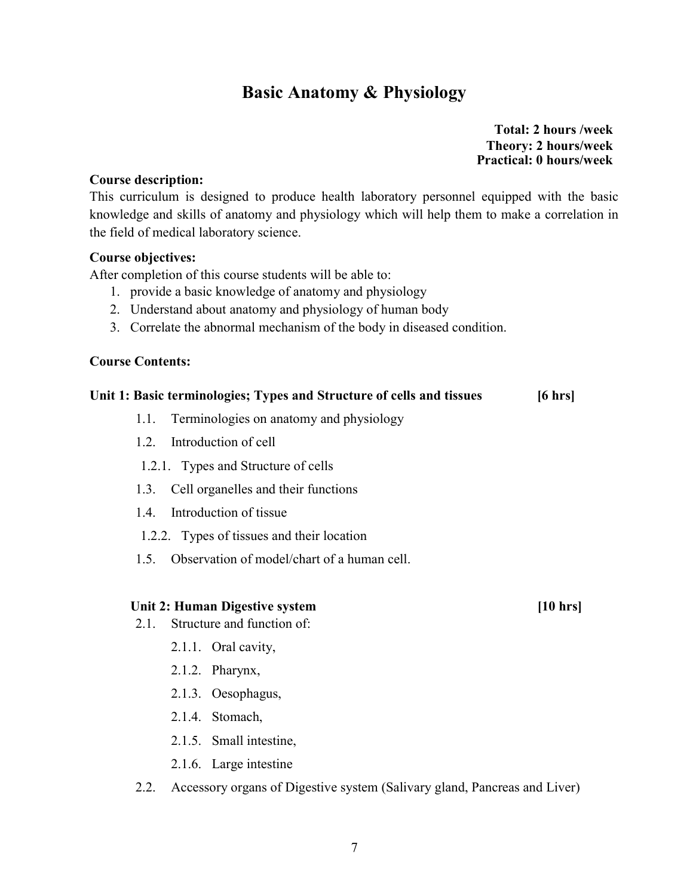# Basic Anatomy & Physiology

**Total: 2 hours /week**
**Theory: 2 hours/week**
**Practical: 0 hours/week**

**Course description:**

This curriculum is designed to produce health laboratory personnel equipped with the basic knowledge and skills of anatomy and physiology which will help them to make a correlation in the field of medical laboratory science.

**Course objectives:**

After completion of this course students will be able to:

1. provide a basic knowledge of anatomy and physiology
2. Understand about anatomy and physiology of human body
3. Correlate the abnormal mechanism of the body in diseased condition.

**Course Contents:**

**Unit 1: Basic terminologies; Types and Structure of cells and tissues [6 hrs]**

- 1.1. Terminologies on anatomy and physiology
- 1.2. Introduction of cell
  - 1.2.1. Types and Structure of cells
- 1.3. Cell organelles and their functions
- 1.4. Introduction of tissue
  - 1.2.2. Types of tissues and their location
- 1.5. Observation of model/chart of a human cell.

**Unit 2: Human Digestive system [10 hrs]**

- 2.1. Structure and function of:
  - 2.1.1. Oral cavity,
  - 2.1.2. Pharynx,
  - 2.1.3. Oesophagus,
  - 2.1.4. Stomach,
  - 2.1.5. Small intestine,
  - 2.1.6. Large intestine
- 2.2. Accessory organs of Digestive system (Salivary gland, Pancreas and Liver)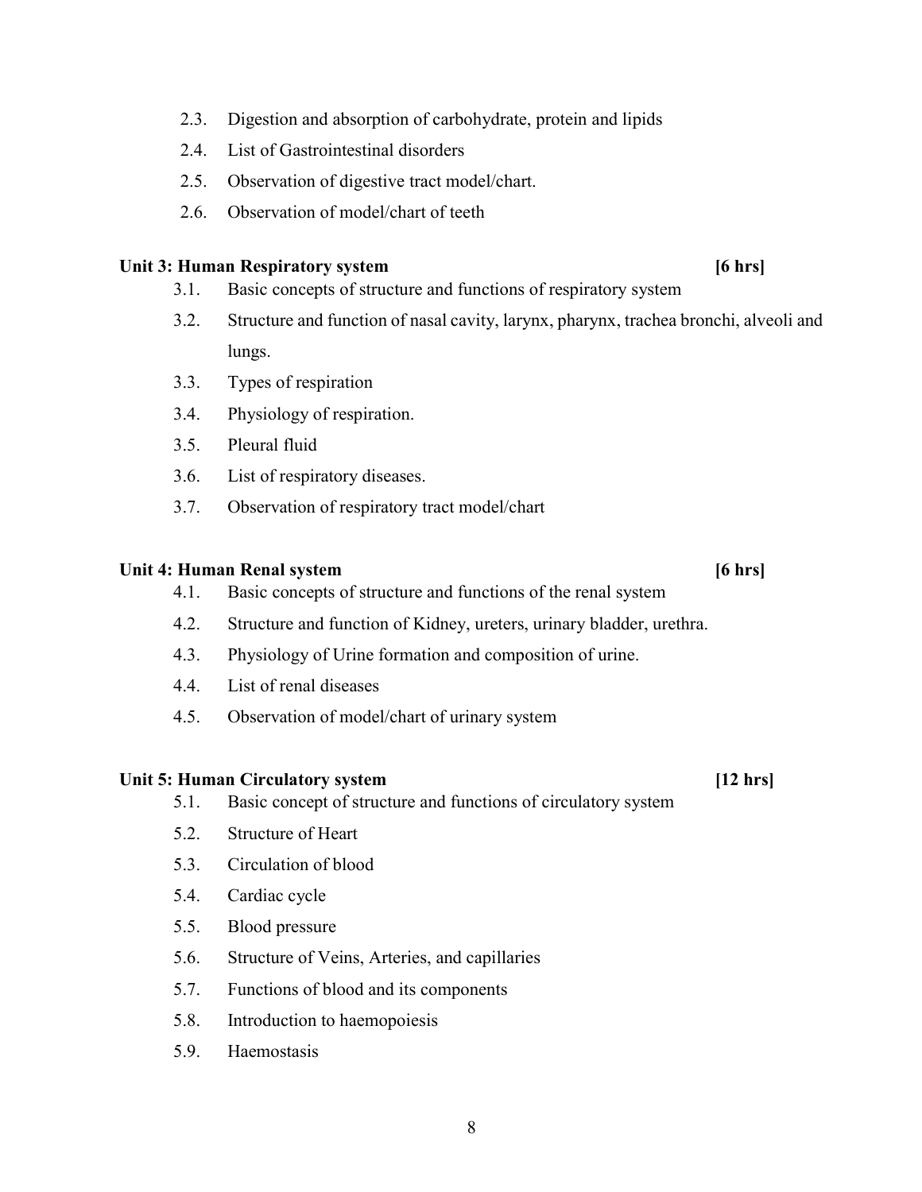2.3. Digestion and absorption of carbohydrate, protein and lipids
2.4. List of Gastrointestinal disorders
2.5. Observation of digestive tract model/chart.
2.6. Observation of model/chart of teeth

**Unit 3: Human Respiratory system** **[6 hrs]**

3.1. Basic concepts of structure and functions of respiratory system
3.2. Structure and function of nasal cavity, larynx, pharynx, trachea bronchi, alveoli and lungs.
3.3. Types of respiration
3.4. Physiology of respiration.
3.5. Pleural fluid
3.6. List of respiratory diseases.
3.7. Observation of respiratory tract model/chart

**Unit 4: Human Renal system** **[6 hrs]**

4.1. Basic concepts of structure and functions of the renal system
4.2. Structure and function of Kidney, ureters, urinary bladder, urethra.
4.3. Physiology of Urine formation and composition of urine.
4.4. List of renal diseases
4.5. Observation of model/chart of urinary system

**Unit 5: Human Circulatory system** **[12 hrs]**

5.1. Basic concept of structure and functions of circulatory system
5.2. Structure of Heart
5.3. Circulation of blood
5.4. Cardiac cycle
5.5. Blood pressure
5.6. Structure of Veins, Arteries, and capillaries
5.7. Functions of blood and its components
5.8. Introduction to haemopoiesis
5.9. Haemostasis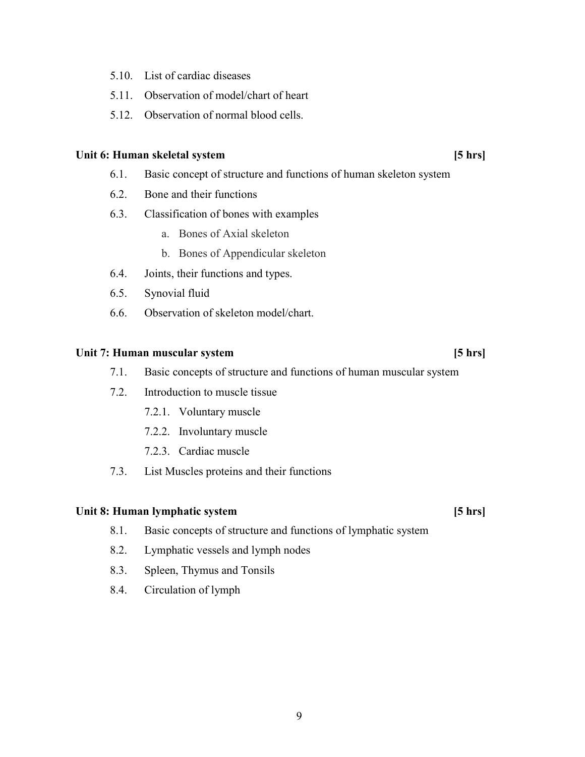5.10. List of cardiac diseases

5.11. Observation of model/chart of heart

5.12. Observation of normal blood cells.

**Unit 6: Human skeletal system [5 hrs]**

6.1. Basic concept of structure and functions of human skeleton system

6.2. Bone and their functions

6.3. Classification of bones with examples

  a. Bones of Axial skeleton

  b. Bones of Appendicular skeleton

6.4. Joints, their functions and types.

6.5. Synovial fluid

6.6. Observation of skeleton model/chart.

**Unit 7: Human muscular system [5 hrs]**

7.1. Basic concepts of structure and functions of human muscular system

7.2. Introduction to muscle tissue

  7.2.1. Voluntary muscle

  7.2.2. Involuntary muscle

  7.2.3. Cardiac muscle

7.3. List Muscles proteins and their functions

**Unit 8: Human lymphatic system [5 hrs]**

8.1. Basic concepts of structure and functions of lymphatic system

8.2. Lymphatic vessels and lymph nodes

8.3. Spleen, Thymus and Tonsils

8.4. Circulation of lymph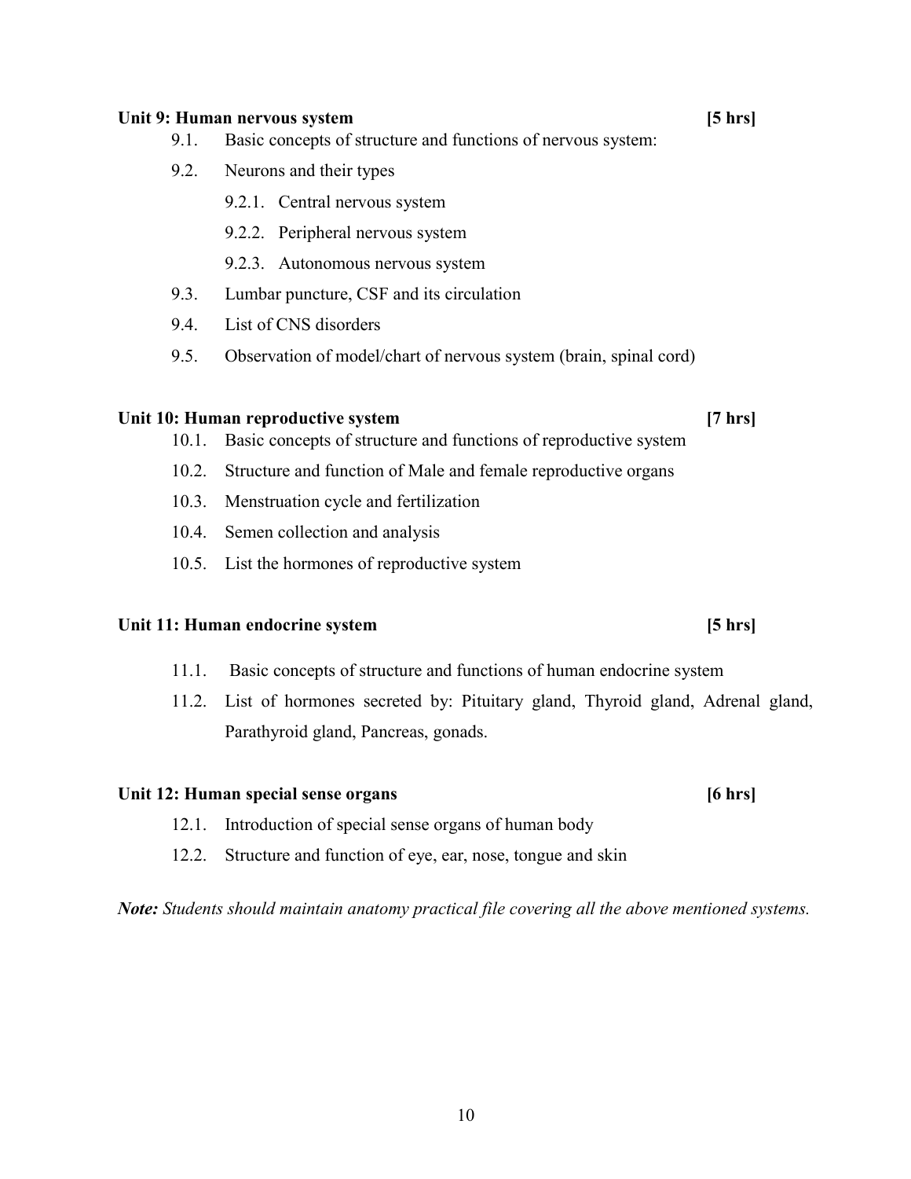**Unit 9: Human nervous system** **[5 hrs]**

9.1. Basic concepts of structure and functions of nervous system:

9.2. Neurons and their types

- 9.2.1. Central nervous system
- 9.2.2. Peripheral nervous system
- 9.2.3. Autonomous nervous system

9.3. Lumbar puncture, CSF and its circulation

9.4. List of CNS disorders

9.5. Observation of model/chart of nervous system (brain, spinal cord)

**Unit 10: Human reproductive system** **[7 hrs]**

10.1. Basic concepts of structure and functions of reproductive system

10.2. Structure and function of Male and female reproductive organs

10.3. Menstruation cycle and fertilization

10.4. Semen collection and analysis

10.5. List the hormones of reproductive system

**Unit 11: Human endocrine system** **[5 hrs]**

11.1. Basic concepts of structure and functions of human endocrine system

11.2. List of hormones secreted by: Pituitary gland, Thyroid gland, Adrenal gland, Parathyroid gland, Pancreas, gonads.

**Unit 12: Human special sense organs** **[6 hrs]**

12.1. Introduction of special sense organs of human body

12.2. Structure and function of eye, ear, nose, tongue and skin

***Note:*** *Students should maintain anatomy practical file covering all the above mentioned systems.*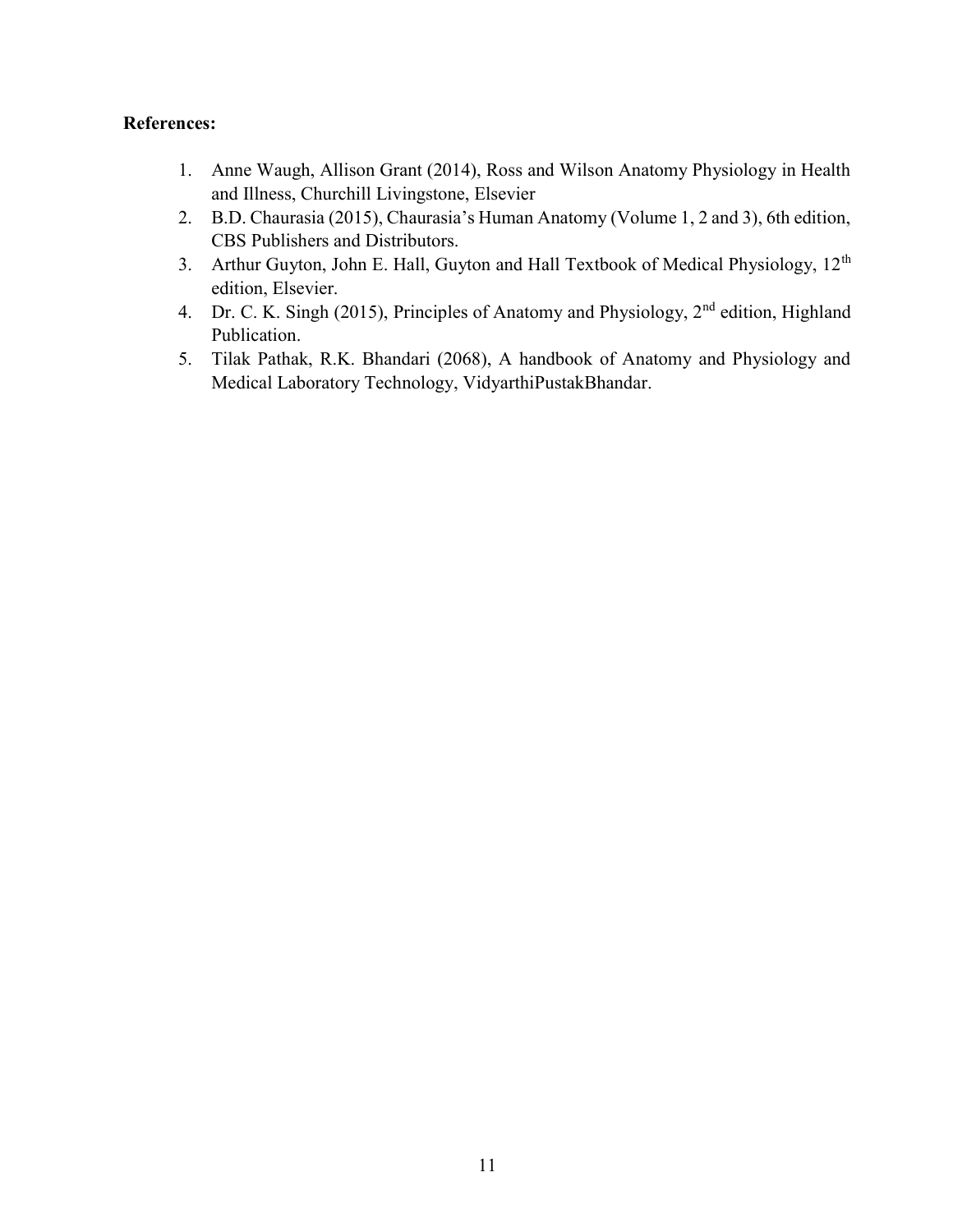**References:**

1. Anne Waugh, Allison Grant (2014), Ross and Wilson Anatomy Physiology in Health and Illness, Churchill Livingstone, Elsevier
2. B.D. Chaurasia (2015), Chaurasia's Human Anatomy (Volume 1, 2 and 3), 6th edition, CBS Publishers and Distributors.
3. Arthur Guyton, John E. Hall, Guyton and Hall Textbook of Medical Physiology, 12$^{th}$ edition, Elsevier.
4. Dr. C. K. Singh (2015), Principles of Anatomy and Physiology, 2$^{nd}$ edition, Highland Publication.
5. Tilak Pathak, R.K. Bhandari (2068), A handbook of Anatomy and Physiology and Medical Laboratory Technology, VidyarthiPustakBhandar.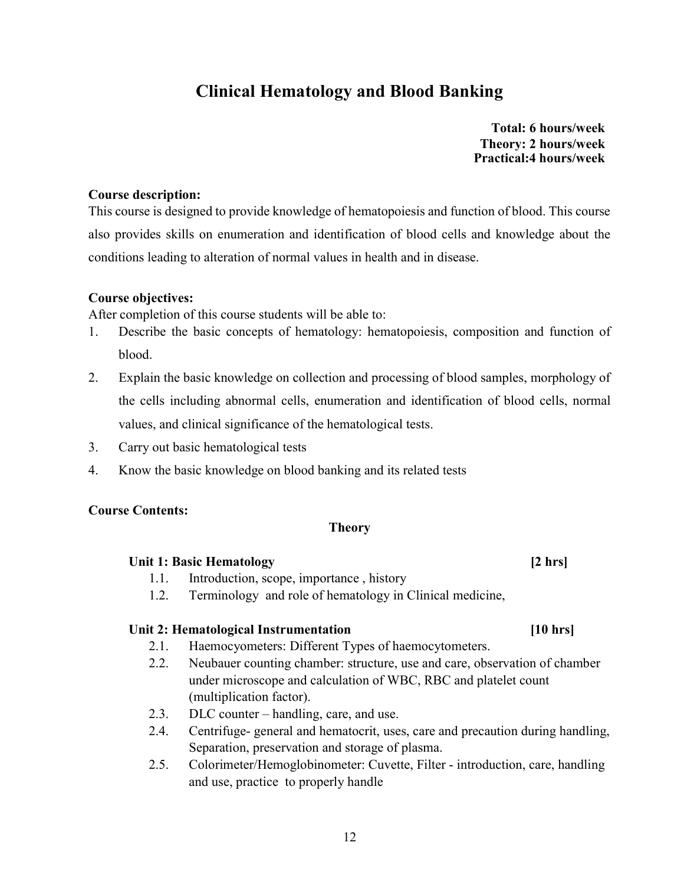# Clinical Hematology and Blood Banking

**Total: 6 hours/week**
**Theory: 2 hours/week**
**Practical:4 hours/week**

**Course description:**

This course is designed to provide knowledge of hematopoiesis and function of blood. This course also provides skills on enumeration and identification of blood cells and knowledge about the conditions leading to alteration of normal values in health and in disease.

**Course objectives:**

After completion of this course students will be able to:

1. Describe the basic concepts of hematology: hematopoiesis, composition and function of blood.
2. Explain the basic knowledge on collection and processing of blood samples, morphology of the cells including abnormal cells, enumeration and identification of blood cells, normal values, and clinical significance of the hematological tests.
3. Carry out basic hematological tests
4. Know the basic knowledge on blood banking and its related tests

**Course Contents:**

**Theory**

**Unit 1: Basic Hematology [2 hrs]**

1.1. Introduction, scope, importance , history
1.2. Terminology and role of hematology in Clinical medicine,

**Unit 2: Hematological Instrumentation [10 hrs]**

2.1. Haemocyometers: Different Types of haemocytometers.
2.2. Neubauer counting chamber: structure, use and care, observation of chamber under microscope and calculation of WBC, RBC and platelet count (multiplication factor).
2.3. DLC counter – handling, care, and use.
2.4. Centrifuge- general and hematocrit, uses, care and precaution during handling, Separation, preservation and storage of plasma.
2.5. Colorimeter/Hemoglobinometer: Cuvette, Filter - introduction, care, handling and use, practice to properly handle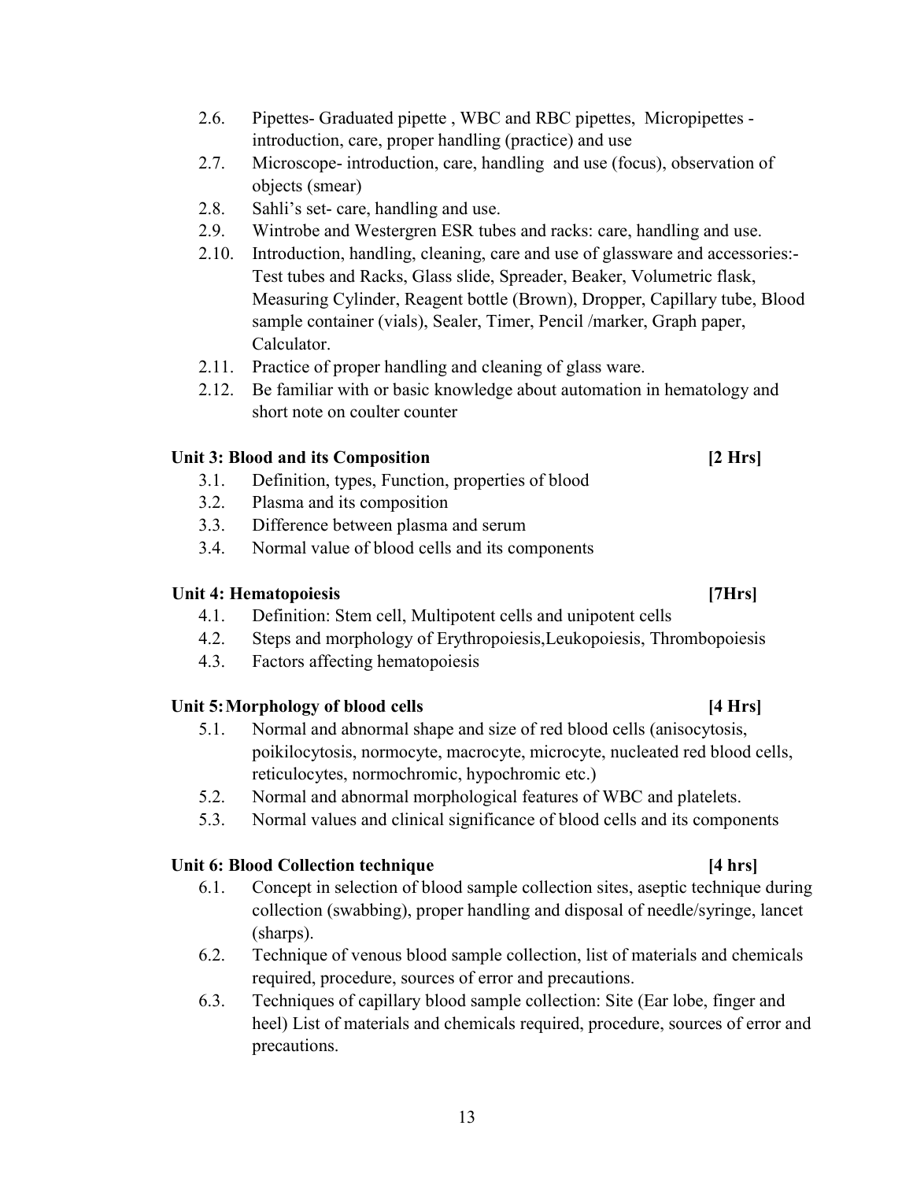- 2.6. Pipettes- Graduated pipette , WBC and RBC pipettes, Micropipettes - introduction, care, proper handling (practice) and use
- 2.7. Microscope- introduction, care, handling and use (focus), observation of objects (smear)
- 2.8. Sahli's set- care, handling and use.
- 2.9. Wintrobe and Westergren ESR tubes and racks: care, handling and use.
- 2.10. Introduction, handling, cleaning, care and use of glassware and accessories:- Test tubes and Racks, Glass slide, Spreader, Beaker, Volumetric flask, Measuring Cylinder, Reagent bottle (Brown), Dropper, Capillary tube, Blood sample container (vials), Sealer, Timer, Pencil /marker, Graph paper, Calculator.
- 2.11. Practice of proper handling and cleaning of glass ware.
- 2.12. Be familiar with or basic knowledge about automation in hematology and short note on coulter counter

**Unit 3: Blood and its Composition [2 Hrs]**

- 3.1. Definition, types, Function, properties of blood
- 3.2. Plasma and its composition
- 3.3. Difference between plasma and serum
- 3.4. Normal value of blood cells and its components

**Unit 4: Hematopoiesis [7Hrs]**

- 4.1. Definition: Stem cell, Multipotent cells and unipotent cells
- 4.2. Steps and morphology of Erythropoiesis,Leukopoiesis, Thrombopoiesis
- 4.3. Factors affecting hematopoiesis

**Unit 5: Morphology of blood cells [4 Hrs]**

- 5.1. Normal and abnormal shape and size of red blood cells (anisocytosis, poikilocytosis, normocyte, macrocyte, microcyte, nucleated red blood cells, reticulocytes, normochromic, hypochromic etc.)
- 5.2. Normal and abnormal morphological features of WBC and platelets.
- 5.3. Normal values and clinical significance of blood cells and its components

**Unit 6: Blood Collection technique [4 hrs]**

- 6.1. Concept in selection of blood sample collection sites, aseptic technique during collection (swabbing), proper handling and disposal of needle/syringe, lancet (sharps).
- 6.2. Technique of venous blood sample collection, list of materials and chemicals required, procedure, sources of error and precautions.
- 6.3. Techniques of capillary blood sample collection: Site (Ear lobe, finger and heel) List of materials and chemicals required, procedure, sources of error and precautions.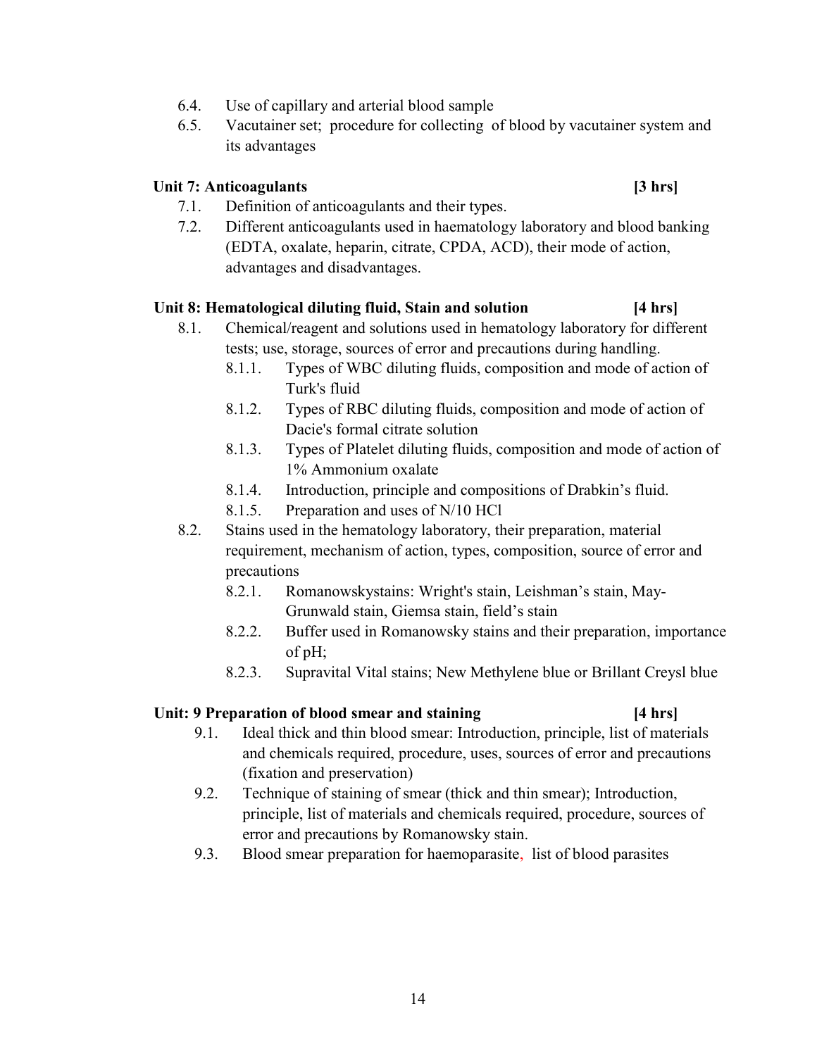6.4. Use of capillary and arterial blood sample

6.5. Vacutainer set; procedure for collecting of blood by vacutainer system and its advantages

**Unit 7: Anticoagulants [3 hrs]**

7.1. Definition of anticoagulants and their types.

7.2. Different anticoagulants used in haematology laboratory and blood banking (EDTA, oxalate, heparin, citrate, CPDA, ACD), their mode of action, advantages and disadvantages.

**Unit 8: Hematological diluting fluid, Stain and solution [4 hrs]**

8.1. Chemical/reagent and solutions used in hematology laboratory for different tests; use, storage, sources of error and precautions during handling.

- 8.1.1. Types of WBC diluting fluids, composition and mode of action of Turk's fluid
- 8.1.2. Types of RBC diluting fluids, composition and mode of action of Dacie's formal citrate solution
- 8.1.3. Types of Platelet diluting fluids, composition and mode of action of 1% Ammonium oxalate
- 8.1.4. Introduction, principle and compositions of Drabkin's fluid.
- 8.1.5. Preparation and uses of N/10 HCl

8.2. Stains used in the hematology laboratory, their preparation, material requirement, mechanism of action, types, composition, source of error and precautions

- 8.2.1. Romanowskystains: Wright's stain, Leishman's stain, May-Grunwald stain, Giemsa stain, field's stain
- 8.2.2. Buffer used in Romanowsky stains and their preparation, importance of pH;
- 8.2.3. Supravital Vital stains; New Methylene blue or Brillant Creysl blue

**Unit: 9 Preparation of blood smear and staining [4 hrs]**

9.1. Ideal thick and thin blood smear: Introduction, principle, list of materials and chemicals required, procedure, uses, sources of error and precautions (fixation and preservation)

9.2. Technique of staining of smear (thick and thin smear); Introduction, principle, list of materials and chemicals required, procedure, sources of error and precautions by Romanowsky stain.

9.3. Blood smear preparation for haemoparasite, list of blood parasites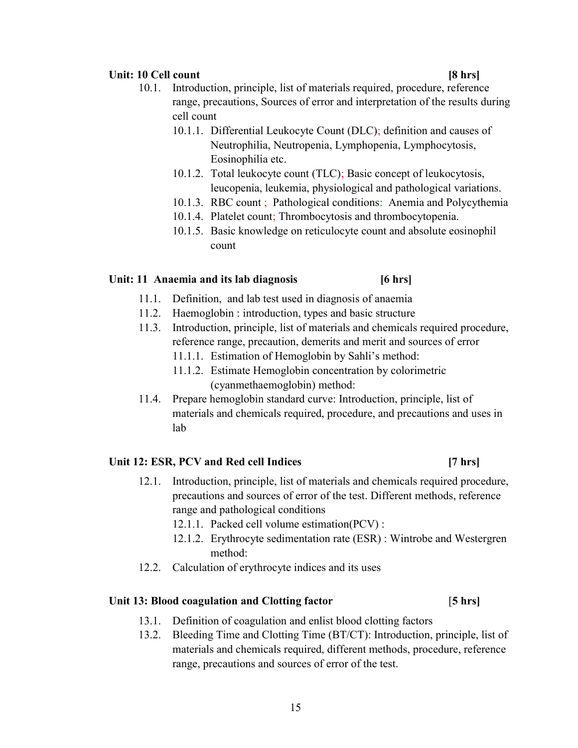**Unit: 10 Cell count [8 hrs]**

- 10.1. Introduction, principle, list of materials required, procedure, reference range, precautions, Sources of error and interpretation of the results during cell count
  - 10.1.1. Differential Leukocyte Count (DLC); definition and causes of Neutrophilia, Neutropenia, Lymphopenia, Lymphocytosis, Eosinophilia etc.
  - 10.1.2. Total leukocyte count (TLC); Basic concept of leukocytosis, leucopenia, leukemia, physiological and pathological variations.
  - 10.1.3. RBC count ; Pathological conditions: Anemia and Polycythemia
  - 10.1.4. Platelet count; Thrombocytosis and thrombocytopenia.
  - 10.1.5. Basic knowledge on reticulocyte count and absolute eosinophil count

**Unit: 11 Anaemia and its lab diagnosis [6 hrs]**

- 11.1. Definition, and lab test used in diagnosis of anaemia
- 11.2. Haemoglobin : introduction, types and basic structure
- 11.3. Introduction, principle, list of materials and chemicals required procedure, reference range, precaution, demerits and merit and sources of error
  - 11.1.1. Estimation of Hemoglobin by Sahli's method:
  - 11.1.2. Estimate Hemoglobin concentration by colorimetric (cyanmethaemoglobin) method:
- 11.4. Prepare hemoglobin standard curve: Introduction, principle, list of materials and chemicals required, procedure, and precautions and uses in lab

**Unit 12: ESR, PCV and Red cell Indices [7 hrs]**

- 12.1. Introduction, principle, list of materials and chemicals required procedure, precautions and sources of error of the test. Different methods, reference range and pathological conditions
  - 12.1.1. Packed cell volume estimation(PCV) :
  - 12.1.2. Erythrocyte sedimentation rate (ESR) : Wintrobe and Westergren method:
- 12.2. Calculation of erythrocyte indices and its uses

**Unit 13: Blood coagulation and Clotting factor [5 hrs]**

- 13.1. Definition of coagulation and enlist blood clotting factors
- 13.2. Bleeding Time and Clotting Time (BT/CT): Introduction, principle, list of materials and chemicals required, different methods, procedure, reference range, precautions and sources of error of the test.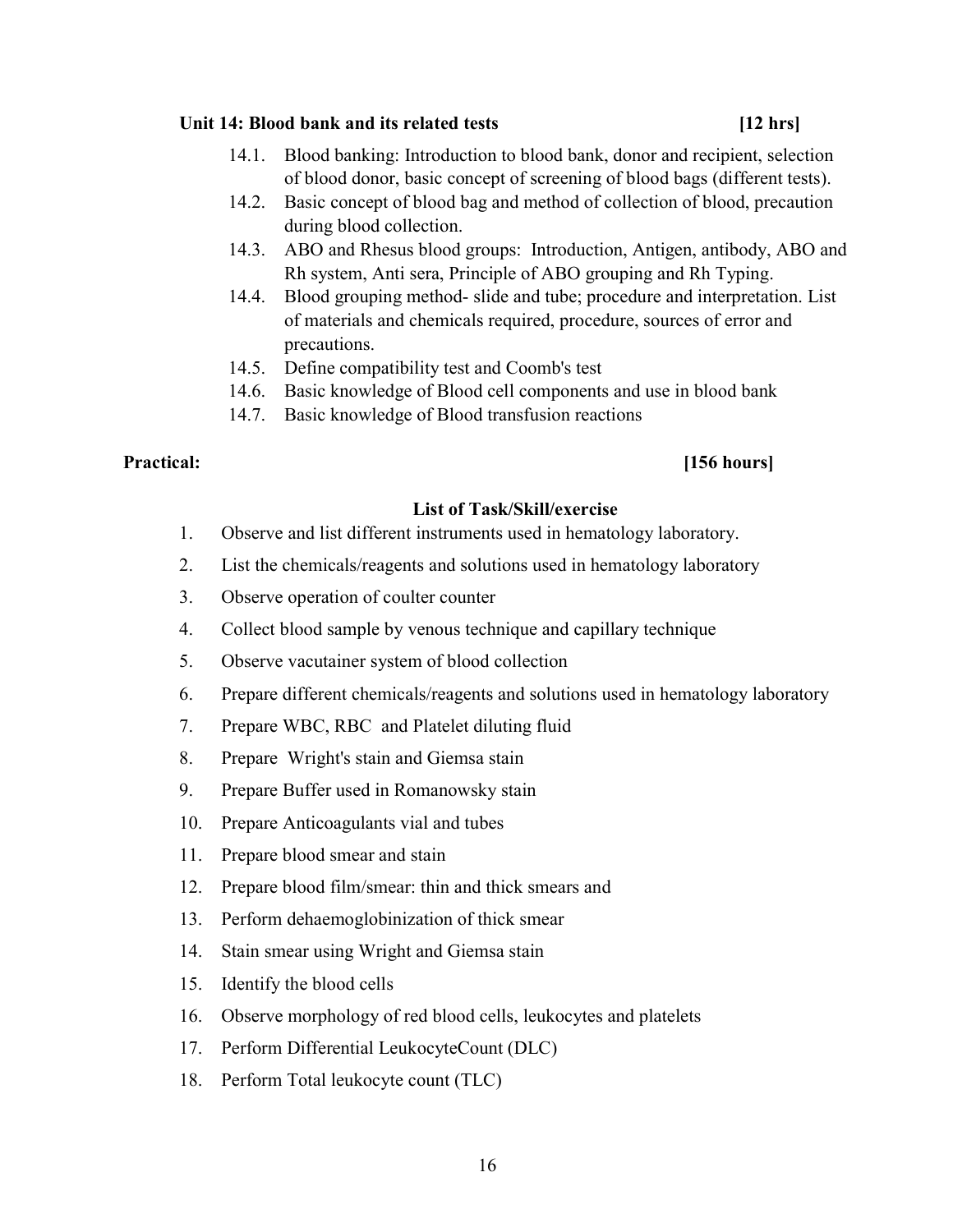### Unit 14: Blood bank and its related tests [12 hrs]

- 14.1. Blood banking: Introduction to blood bank, donor and recipient, selection of blood donor, basic concept of screening of blood bags (different tests).
- 14.2. Basic concept of blood bag and method of collection of blood, precaution during blood collection.
- 14.3. ABO and Rhesus blood groups: Introduction, Antigen, antibody, ABO and Rh system, Anti sera, Principle of ABO grouping and Rh Typing.
- 14.4. Blood grouping method- slide and tube; procedure and interpretation. List of materials and chemicals required, procedure, sources of error and precautions.
- 14.5. Define compatibility test and Coomb's test
- 14.6. Basic knowledge of Blood cell components and use in blood bank
- 14.7. Basic knowledge of Blood transfusion reactions

## Practical: [156 hours]

### List of Task/Skill/exercise

1. Observe and list different instruments used in hematology laboratory.
2. List the chemicals/reagents and solutions used in hematology laboratory
3. Observe operation of coulter counter
4. Collect blood sample by venous technique and capillary technique
5. Observe vacutainer system of blood collection
6. Prepare different chemicals/reagents and solutions used in hematology laboratory
7. Prepare WBC, RBC and Platelet diluting fluid
8. Prepare Wright's stain and Giemsa stain
9. Prepare Buffer used in Romanowsky stain
10. Prepare Anticoagulants vial and tubes
11. Prepare blood smear and stain
12. Prepare blood film/smear: thin and thick smears and
13. Perform dehaemoglobinization of thick smear
14. Stain smear using Wright and Giemsa stain
15. Identify the blood cells
16. Observe morphology of red blood cells, leukocytes and platelets
17. Perform Differential LeukocyteCount (DLC)
18. Perform Total leukocyte count (TLC)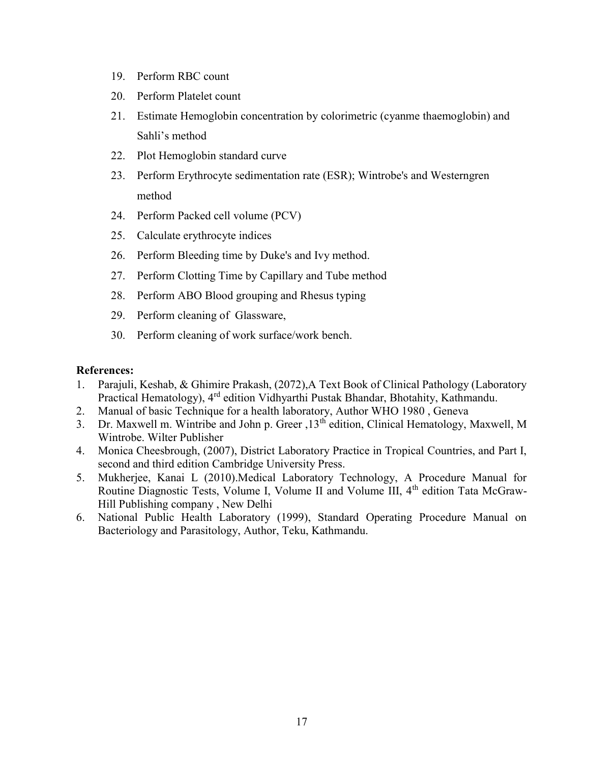19. Perform RBC count
20. Perform Platelet count
21. Estimate Hemoglobin concentration by colorimetric (cyanme thaemoglobin) and Sahli's method
22. Plot Hemoglobin standard curve
23. Perform Erythrocyte sedimentation rate (ESR); Wintrobe's and Westerngren method
24. Perform Packed cell volume (PCV)
25. Calculate erythrocyte indices
26. Perform Bleeding time by Duke's and Ivy method.
27. Perform Clotting Time by Capillary and Tube method
28. Perform ABO Blood grouping and Rhesus typing
29. Perform cleaning of Glassware,
30. Perform cleaning of work surface/work bench.

**References:**

1. Parajuli, Keshab, & Ghimire Prakash, (2072),A Text Book of Clinical Pathology (Laboratory Practical Hematology), 4rd edition Vidhyarthi Pustak Bhandar, Bhotahity, Kathmandu.
2. Manual of basic Technique for a health laboratory, Author WHO 1980 , Geneva
3. Dr. Maxwell m. Wintribe and John p. Greer ,13th edition, Clinical Hematology, Maxwell, M Wintrobe. Wilter Publisher
4. Monica Cheesbrough, (2007), District Laboratory Practice in Tropical Countries, and Part I, second and third edition Cambridge University Press.
5. Mukherjee, Kanai L (2010).Medical Laboratory Technology, A Procedure Manual for Routine Diagnostic Tests, Volume I, Volume II and Volume III, 4th edition Tata McGraw-Hill Publishing company , New Delhi
6. National Public Health Laboratory (1999), Standard Operating Procedure Manual on Bacteriology and Parasitology, Author, Teku, Kathmandu.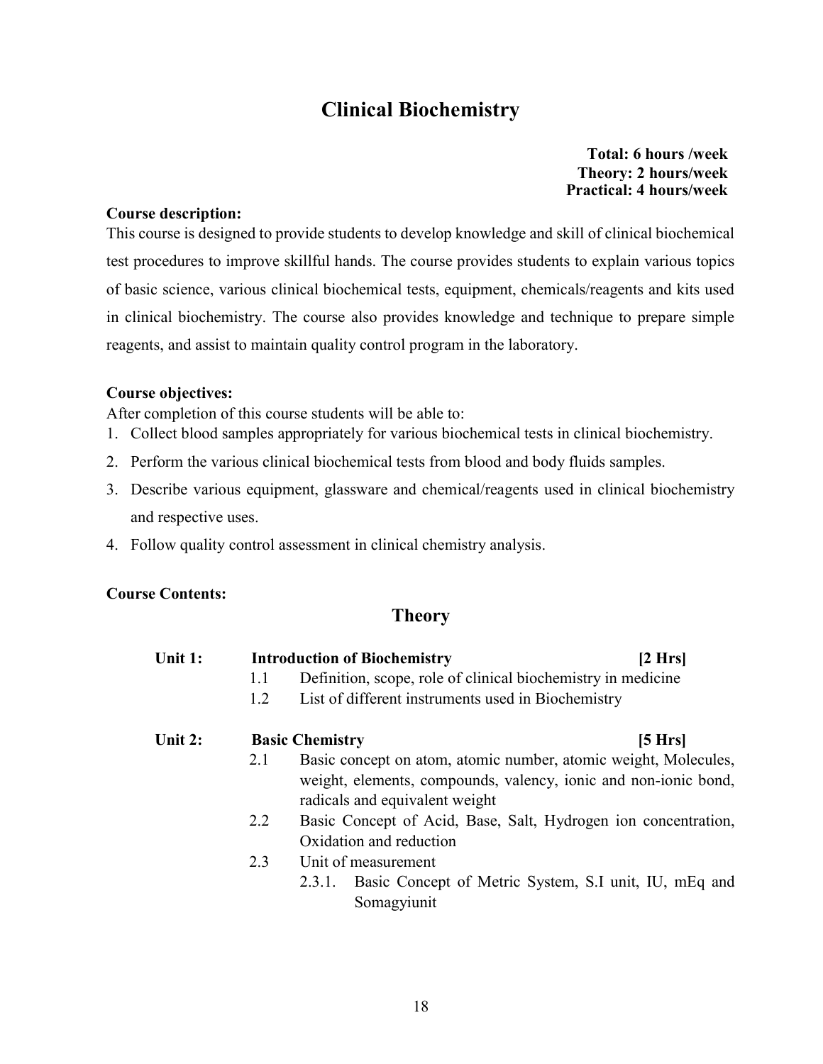# Clinical Biochemistry

**Total: 6 hours /week**
**Theory: 2 hours/week**
**Practical: 4 hours/week**

**Course description:**

This course is designed to provide students to develop knowledge and skill of clinical biochemical test procedures to improve skillful hands. The course provides students to explain various topics of basic science, various clinical biochemical tests, equipment, chemicals/reagents and kits used in clinical biochemistry. The course also provides knowledge and technique to prepare simple reagents, and assist to maintain quality control program in the laboratory.

**Course objectives:**

After completion of this course students will be able to:

1. Collect blood samples appropriately for various biochemical tests in clinical biochemistry.
2. Perform the various clinical biochemical tests from blood and body fluids samples.
3. Describe various equipment, glassware and chemical/reagents used in clinical biochemistry and respective uses.
4. Follow quality control assessment in clinical chemistry analysis.

**Course Contents:**

## Theory

**Unit 1: Introduction of Biochemistry [2 Hrs]**

- 1.1 Definition, scope, role of clinical biochemistry in medicine
- 1.2 List of different instruments used in Biochemistry

**Unit 2: Basic Chemistry [5 Hrs]**

- 2.1 Basic concept on atom, atomic number, atomic weight, Molecules, weight, elements, compounds, valency, ionic and non-ionic bond, radicals and equivalent weight
- 2.2 Basic Concept of Acid, Base, Salt, Hydrogen ion concentration, Oxidation and reduction
- 2.3 Unit of measurement
  - 2.3.1. Basic Concept of Metric System, S.I unit, IU, mEq and Somagyiunit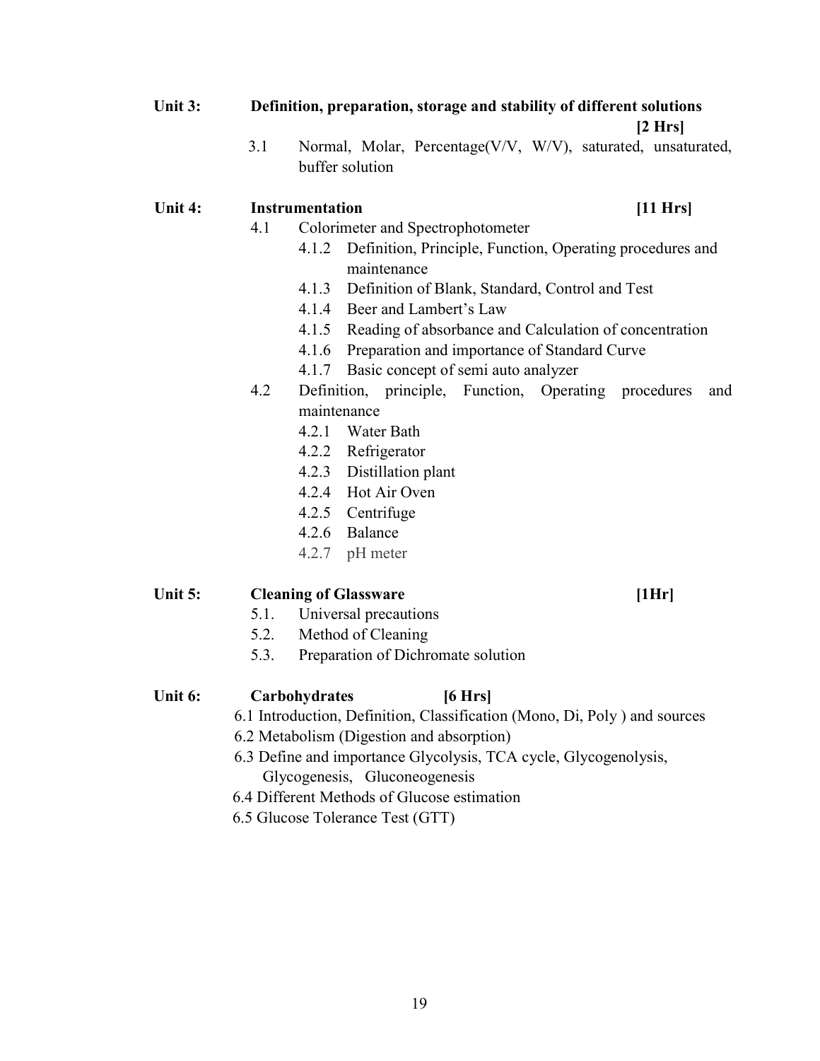**Unit 3: Definition, preparation, storage and stability of different solutions** **[2 Hrs]**

- 3.1 Normal, Molar, Percentage(V/V, W/V), saturated, unsaturated, buffer solution

**Unit 4: Instrumentation** **[11 Hrs]**

- 4.1 Colorimeter and Spectrophotometer
  - 4.1.2 Definition, Principle, Function, Operating procedures and maintenance
  - 4.1.3 Definition of Blank, Standard, Control and Test
  - 4.1.4 Beer and Lambert's Law
  - 4.1.5 Reading of absorbance and Calculation of concentration
  - 4.1.6 Preparation and importance of Standard Curve
  - 4.1.7 Basic concept of semi auto analyzer
- 4.2 Definition, principle, Function, Operating procedures and maintenance
  - 4.2.1 Water Bath
  - 4.2.2 Refrigerator
  - 4.2.3 Distillation plant
  - 4.2.4 Hot Air Oven
  - 4.2.5 Centrifuge
  - 4.2.6 Balance
  - 4.2.7 pH meter

**Unit 5: Cleaning of Glassware** **[1Hr]**

- 5.1. Universal precautions
- 5.2. Method of Cleaning
- 5.3. Preparation of Dichromate solution

**Unit 6: Carbohydrates** **[6 Hrs]**

- 6.1 Introduction, Definition, Classification (Mono, Di, Poly ) and sources
- 6.2 Metabolism (Digestion and absorption)
- 6.3 Define and importance Glycolysis, TCA cycle, Glycogenolysis, Glycogenesis, Gluconeogenesis
- 6.4 Different Methods of Glucose estimation
- 6.5 Glucose Tolerance Test (GTT)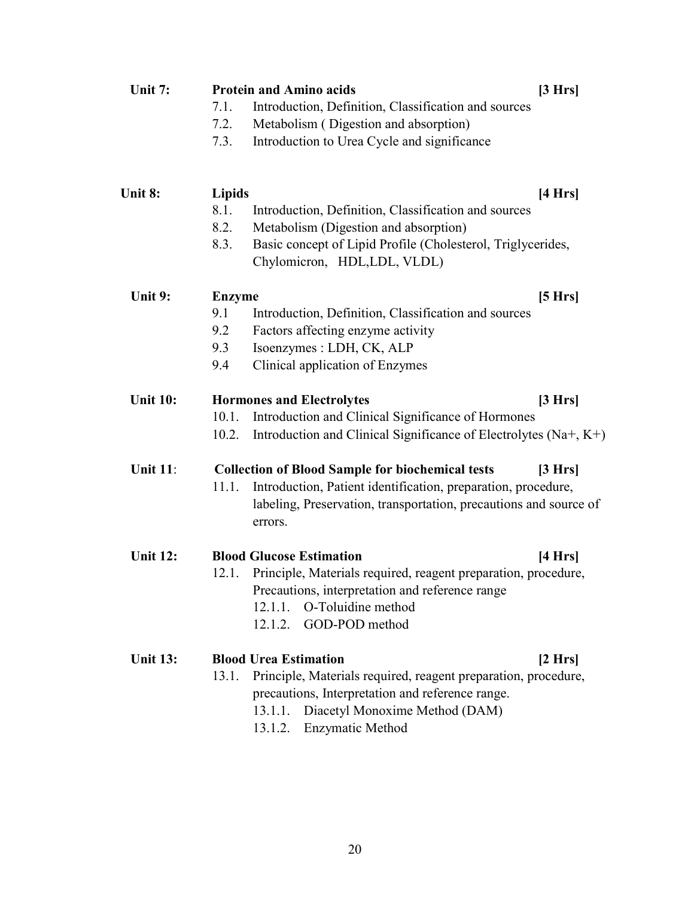**Unit 7: Protein and Amino acids [3 Hrs]**

- 7.1. Introduction, Definition, Classification and sources
- 7.2. Metabolism ( Digestion and absorption)
- 7.3. Introduction to Urea Cycle and significance

**Unit 8: Lipids [4 Hrs]**

- 8.1. Introduction, Definition, Classification and sources
- 8.2. Metabolism (Digestion and absorption)
- 8.3. Basic concept of Lipid Profile (Cholesterol, Triglycerides, Chylomicron, HDL,LDL, VLDL)

**Unit 9: Enzyme [5 Hrs]**

- 9.1 Introduction, Definition, Classification and sources
- 9.2 Factors affecting enzyme activity
- 9.3 Isoenzymes : LDH, CK, ALP
- 9.4 Clinical application of Enzymes

**Unit 10: Hormones and Electrolytes [3 Hrs]**

- 10.1. Introduction and Clinical Significance of Hormones
- 10.2. Introduction and Clinical Significance of Electrolytes ($Na^+$, $K^+$)

**Unit 11: Collection of Blood Sample for biochemical tests [3 Hrs]**

- 11.1. Introduction, Patient identification, preparation, procedure, labeling, Preservation, transportation, precautions and source of errors.

**Unit 12: Blood Glucose Estimation [4 Hrs]**

- 12.1. Principle, Materials required, reagent preparation, procedure, Precautions, interpretation and reference range
  - 12.1.1. O-Toluidine method
  - 12.1.2. GOD-POD method

**Unit 13: Blood Urea Estimation [2 Hrs]**

- 13.1. Principle, Materials required, reagent preparation, procedure, precautions, Interpretation and reference range.
  - 13.1.1. Diacetyl Monoxime Method (DAM)
  - 13.1.2. Enzymatic Method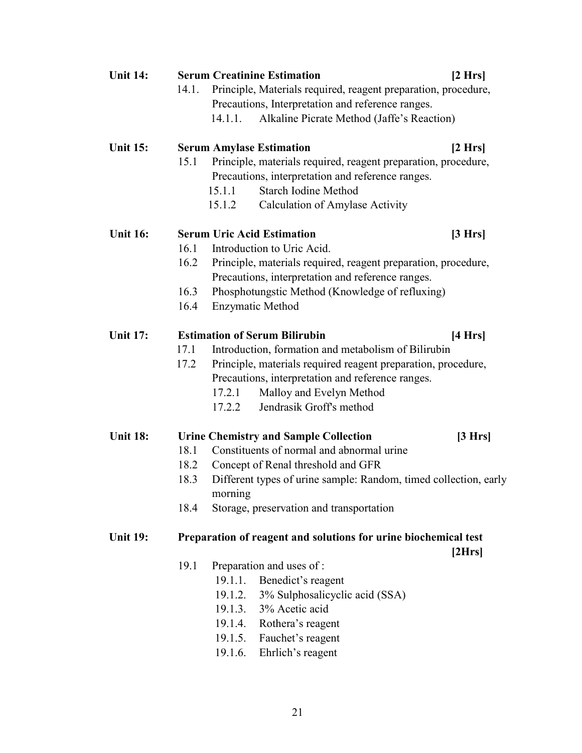**Unit 14: Serum Creatinine Estimation [2 Hrs]**

- 14.1. Principle, Materials required, reagent preparation, procedure, Precautions, Interpretation and reference ranges.
  - 14.1.1. Alkaline Picrate Method (Jaffe's Reaction)

**Unit 15: Serum Amylase Estimation [2 Hrs]**

- 15.1 Principle, materials required, reagent preparation, procedure, Precautions, interpretation and reference ranges.
  - 15.1.1 Starch Iodine Method
  - 15.1.2 Calculation of Amylase Activity

**Unit 16: Serum Uric Acid Estimation [3 Hrs]**

- 16.1 Introduction to Uric Acid.
- 16.2 Principle, materials required, reagent preparation, procedure, Precautions, interpretation and reference ranges.
- 16.3 Phosphotungstic Method (Knowledge of refluxing)
- 16.4 Enzymatic Method

**Unit 17: Estimation of Serum Bilirubin [4 Hrs]**

- 17.1 Introduction, formation and metabolism of Bilirubin
- 17.2 Principle, materials required reagent preparation, procedure, Precautions, interpretation and reference ranges.
  - 17.2.1 Malloy and Evelyn Method
  - 17.2.2 Jendrasik Groff's method

**Unit 18: Urine Chemistry and Sample Collection [3 Hrs]**

- 18.1 Constituents of normal and abnormal urine
- 18.2 Concept of Renal threshold and GFR
- 18.3 Different types of urine sample: Random, timed collection, early morning
- 18.4 Storage, preservation and transportation

**Unit 19: Preparation of reagent and solutions for urine biochemical test [2Hrs]**

- 19.1 Preparation and uses of :
  - 19.1.1. Benedict's reagent
  - 19.1.2. 3% Sulphosalicyclic acid (SSA)
  - 19.1.3. 3% Acetic acid
  - 19.1.4. Rothera's reagent
  - 19.1.5. Fauchet's reagent
  - 19.1.6. Ehrlich's reagent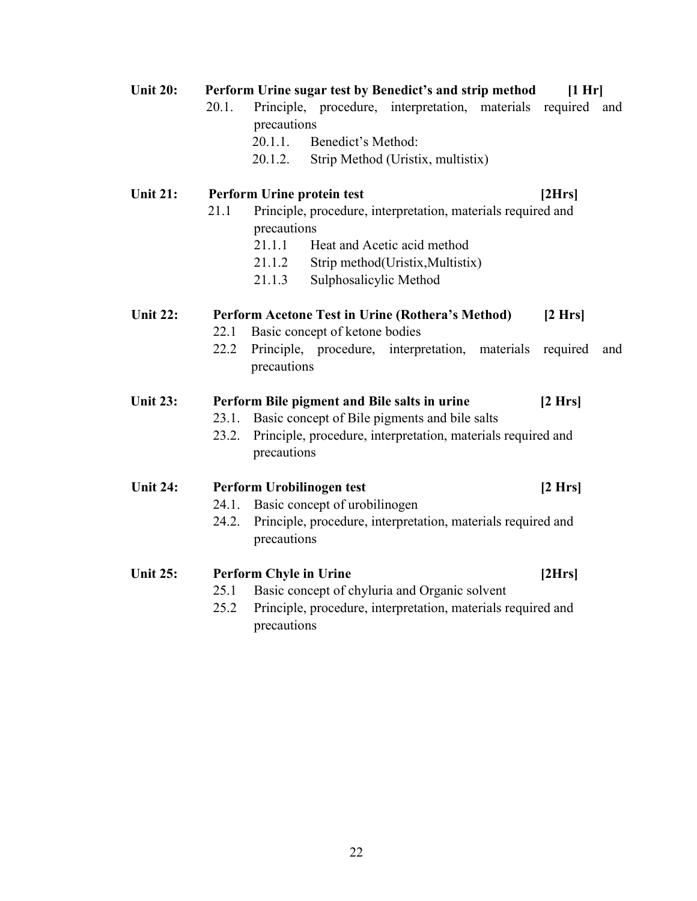**Unit 20: Perform Urine sugar test by Benedict's and strip method [1 Hr]**

- 20.1. Principle, procedure, interpretation, materials required and precautions
  - 20.1.1. Benedict's Method:
  - 20.1.2. Strip Method (Uristix, multistix)

**Unit 21: Perform Urine protein test [2Hrs]**

- 21.1 Principle, procedure, interpretation, materials required and precautions
  - 21.1.1 Heat and Acetic acid method
  - 21.1.2 Strip method(Uristix,Multistix)
  - 21.1.3 Sulphosalicylic Method

**Unit 22: Perform Acetone Test in Urine (Rothera's Method) [2 Hrs]**

- 22.1 Basic concept of ketone bodies
- 22.2 Principle, procedure, interpretation, materials required and precautions

**Unit 23: Perform Bile pigment and Bile salts in urine [2 Hrs]**

- 23.1. Basic concept of Bile pigments and bile salts
- 23.2. Principle, procedure, interpretation, materials required and precautions

**Unit 24: Perform Urobilinogen test [2 Hrs]**

- 24.1. Basic concept of urobilinogen
- 24.2. Principle, procedure, interpretation, materials required and precautions

**Unit 25: Perform Chyle in Urine [2Hrs]**

- 25.1 Basic concept of chyluria and Organic solvent
- 25.2 Principle, procedure, interpretation, materials required and precautions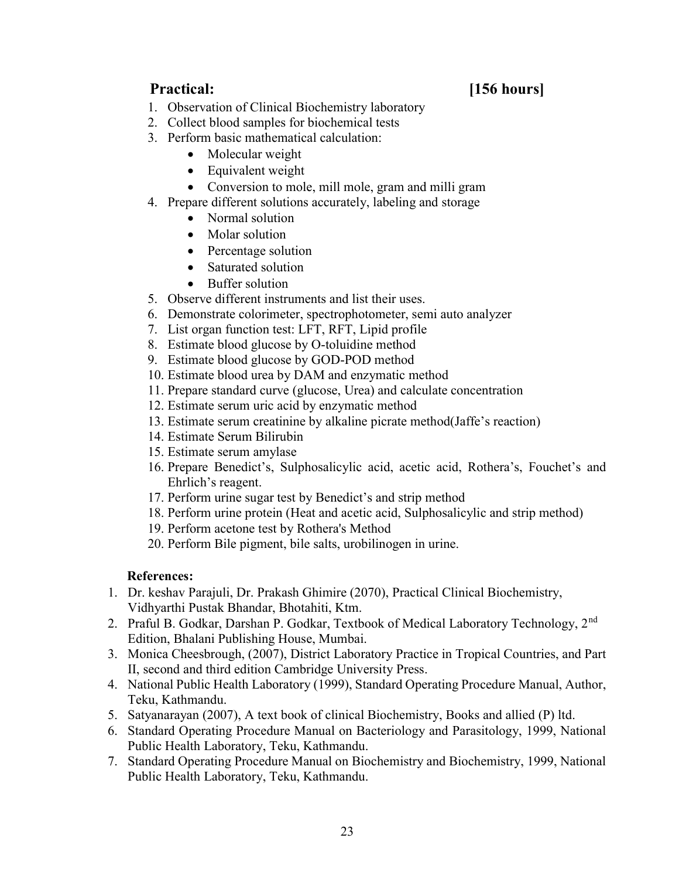**Practical: [156 hours]**

1. Observation of Clinical Biochemistry laboratory
2. Collect blood samples for biochemical tests
3. Perform basic mathematical calculation:
    - Molecular weight
    - Equivalent weight
    - Conversion to mole, mill mole, gram and milli gram
4. Prepare different solutions accurately, labeling and storage
    - Normal solution
    - Molar solution
    - Percentage solution
    - Saturated solution
    - Buffer solution
5. Observe different instruments and list their uses.
6. Demonstrate colorimeter, spectrophotometer, semi auto analyzer
7. List organ function test: LFT, RFT, Lipid profile
8. Estimate blood glucose by O-toluidine method
9. Estimate blood glucose by GOD-POD method
10. Estimate blood urea by DAM and enzymatic method
11. Prepare standard curve (glucose, Urea) and calculate concentration
12. Estimate serum uric acid by enzymatic method
13. Estimate serum creatinine by alkaline picrate method(Jaffe's reaction)
14. Estimate Serum Bilirubin
15. Estimate serum amylase
16. Prepare Benedict's, Sulphosalicylic acid, acetic acid, Rothera's, Fouchet's and Ehrlich's reagent.
17. Perform urine sugar test by Benedict's and strip method
18. Perform urine protein (Heat and acetic acid, Sulphosalicylic and strip method)
19. Perform acetone test by Rothera's Method
20. Perform Bile pigment, bile salts, urobilinogen in urine.

**References:**

1. Dr. keshav Parajuli, Dr. Prakash Ghimire (2070), Practical Clinical Biochemistry, Vidhyarthi Pustak Bhandar, Bhotahiti, Ktm.
2. Praful B. Godkar, Darshan P. Godkar, Textbook of Medical Laboratory Technology, 2nd Edition, Bhalani Publishing House, Mumbai.
3. Monica Cheesbrough, (2007), District Laboratory Practice in Tropical Countries, and Part II, second and third edition Cambridge University Press.
4. National Public Health Laboratory (1999), Standard Operating Procedure Manual, Author, Teku, Kathmandu.
5. Satyanarayan (2007), A text book of clinical Biochemistry, Books and allied (P) ltd.
6. Standard Operating Procedure Manual on Bacteriology and Parasitology, 1999, National Public Health Laboratory, Teku, Kathmandu.
7. Standard Operating Procedure Manual on Biochemistry and Biochemistry, 1999, National Public Health Laboratory, Teku, Kathmandu.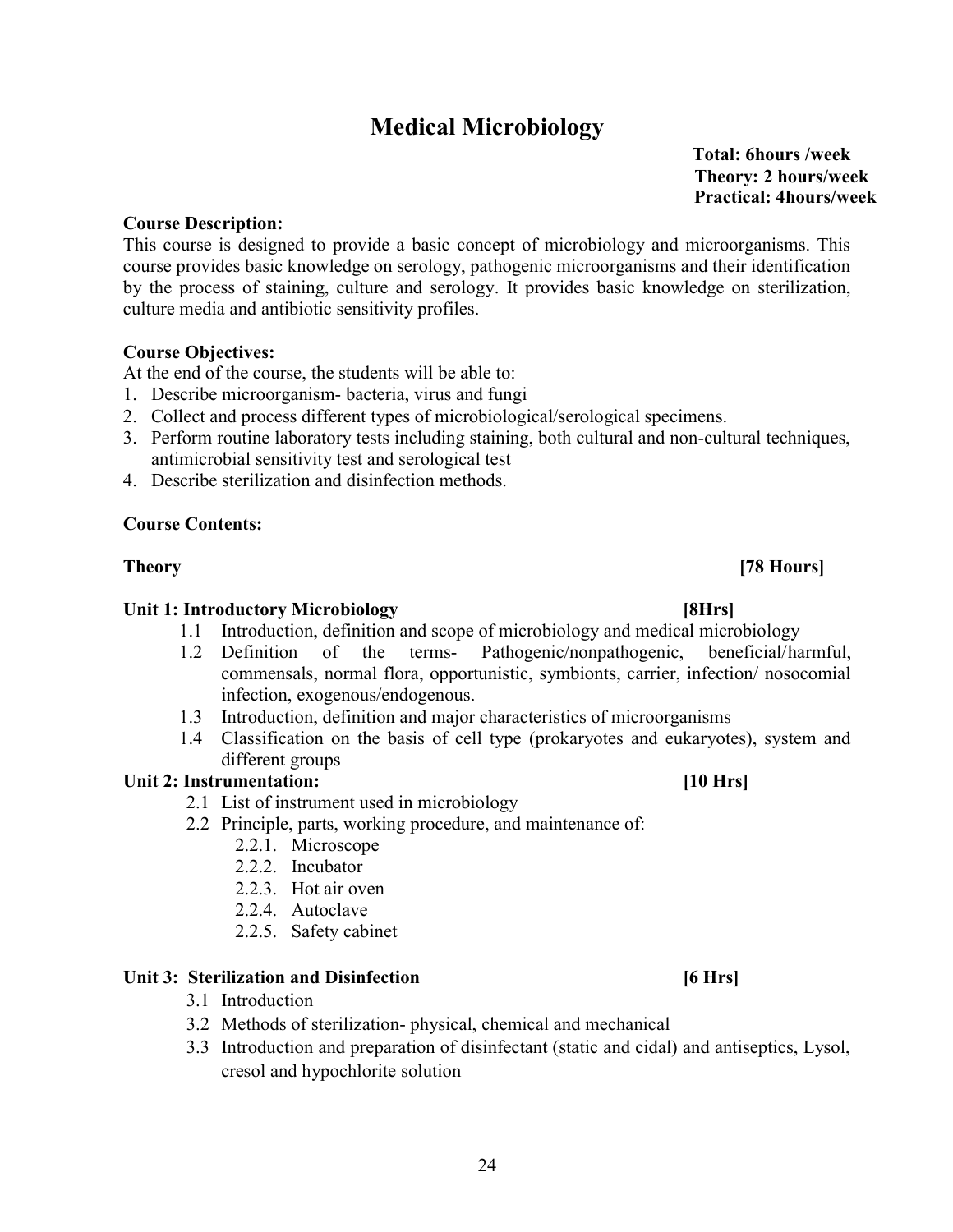# Medical Microbiology

**Total: 6hours /week**
**Theory: 2 hours/week**
**Practical: 4hours/week**

**Course Description:**

This course is designed to provide a basic concept of microbiology and microorganisms. This course provides basic knowledge on serology, pathogenic microorganisms and their identification by the process of staining, culture and serology. It provides basic knowledge on sterilization, culture media and antibiotic sensitivity profiles.

**Course Objectives:**

At the end of the course, the students will be able to:

1. Describe microorganism- bacteria, virus and fungi
2. Collect and process different types of microbiological/serological specimens.
3. Perform routine laboratory tests including staining, both cultural and non-cultural techniques, antimicrobial sensitivity test and serological test
4. Describe sterilization and disinfection methods.

**Course Contents:**

**Theory [78 Hours]**

**Unit 1: Introductory Microbiology [8Hrs]**

- 1.1 Introduction, definition and scope of microbiology and medical microbiology
- 1.2 Definition of the terms- Pathogenic/nonpathogenic, beneficial/harmful, commensals, normal flora, opportunistic, symbionts, carrier, infection/ nosocomial infection, exogenous/endogenous.
- 1.3 Introduction, definition and major characteristics of microorganisms
- 1.4 Classification on the basis of cell type (prokaryotes and eukaryotes), system and different groups

**Unit 2: Instrumentation: [10 Hrs]**

- 2.1 List of instrument used in microbiology
- 2.2 Principle, parts, working procedure, and maintenance of:
  - 2.2.1. Microscope
  - 2.2.2. Incubator
  - 2.2.3. Hot air oven
  - 2.2.4. Autoclave
  - 2.2.5. Safety cabinet

**Unit 3: Sterilization and Disinfection [6 Hrs]**

- 3.1 Introduction
- 3.2 Methods of sterilization- physical, chemical and mechanical
- 3.3 Introduction and preparation of disinfectant (static and cidal) and antiseptics, Lysol, cresol and hypochlorite solution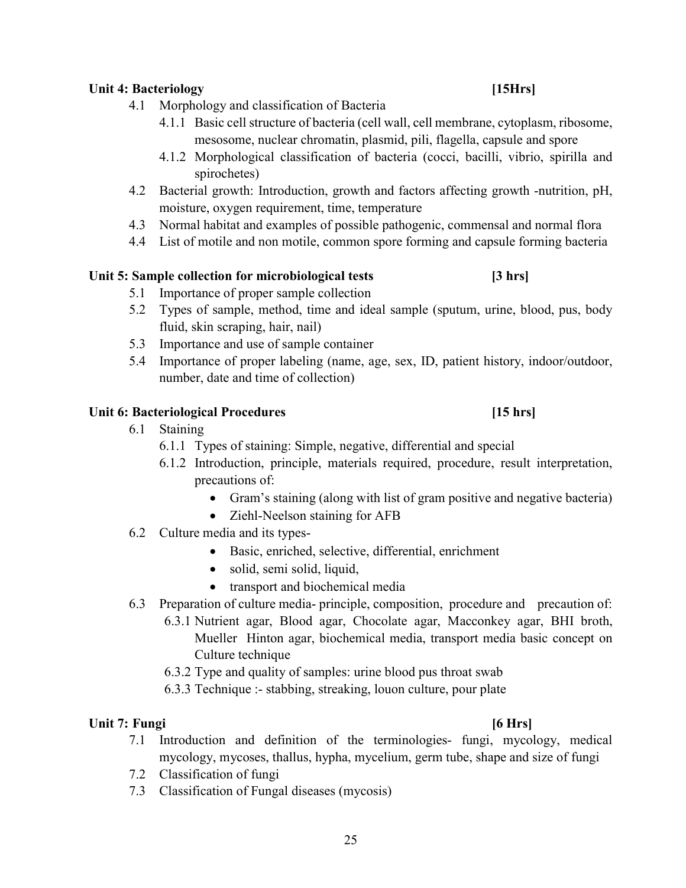**Unit 4: Bacteriology [15Hrs]**

4.1 Morphology and classification of Bacteria

4.1.1 Basic cell structure of bacteria (cell wall, cell membrane, cytoplasm, ribosome, mesosome, nuclear chromatin, plasmid, pili, flagella, capsule and spore

4.1.2 Morphological classification of bacteria (cocci, bacilli, vibrio, spirilla and spirochetes)

4.2 Bacterial growth: Introduction, growth and factors affecting growth -nutrition, pH, moisture, oxygen requirement, time, temperature

4.3 Normal habitat and examples of possible pathogenic, commensal and normal flora

4.4 List of motile and non motile, common spore forming and capsule forming bacteria

**Unit 5: Sample collection for microbiological tests [3 hrs]**

5.1 Importance of proper sample collection

5.2 Types of sample, method, time and ideal sample (sputum, urine, blood, pus, body fluid, skin scraping, hair, nail)

5.3 Importance and use of sample container

5.4 Importance of proper labeling (name, age, sex, ID, patient history, indoor/outdoor, number, date and time of collection)

**Unit 6: Bacteriological Procedures [15 hrs]**

6.1 Staining

6.1.1 Types of staining: Simple, negative, differential and special

6.1.2 Introduction, principle, materials required, procedure, result interpretation, precautions of:

- Gram's staining (along with list of gram positive and negative bacteria)
- Ziehl-Neelson staining for AFB

6.2 Culture media and its types-

- Basic, enriched, selective, differential, enrichment
- solid, semi solid, liquid,
- transport and biochemical media

6.3 Preparation of culture media- principle, composition, procedure and precaution of:

6.3.1 Nutrient agar, Blood agar, Chocolate agar, Macconkey agar, BHI broth, Mueller Hinton agar, biochemical media, transport media basic concept on Culture technique

6.3.2 Type and quality of samples: urine blood pus throat swab

6.3.3 Technique :- stabbing, streaking, louon culture, pour plate

**Unit 7: Fungi [6 Hrs]**

7.1 Introduction and definition of the terminologies- fungi, mycology, medical mycology, mycoses, thallus, hypha, mycelium, germ tube, shape and size of fungi

7.2 Classification of fungi

7.3 Classification of Fungal diseases (mycosis)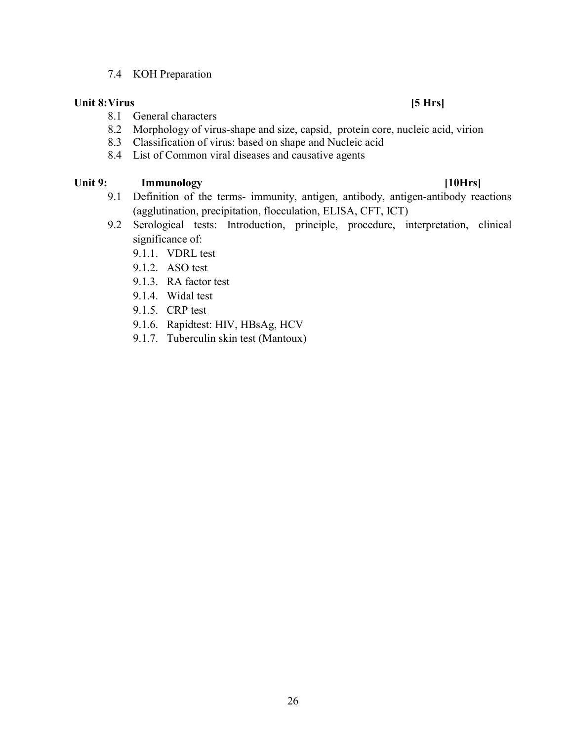7.4 KOH Preparation

**Unit 8: Virus** **[5 Hrs]**

8.1 General characters
8.2 Morphology of virus-shape and size, capsid, protein core, nucleic acid, virion
8.3 Classification of virus: based on shape and Nucleic acid
8.4 List of Common viral diseases and causative agents

**Unit 9: Immunology** **[10Hrs]**

9.1 Definition of the terms- immunity, antigen, antibody, antigen-antibody reactions (agglutination, precipitation, flocculation, ELISA, CFT, ICT)
9.2 Serological tests: Introduction, principle, procedure, interpretation, clinical significance of:
  9.1.1. VDRL test
  9.1.2. ASO test
  9.1.3. RA factor test
  9.1.4. Widal test
  9.1.5. CRP test
  9.1.6. Rapidtest: HIV, HBsAg, HCV
  9.1.7. Tuberculin skin test (Mantoux)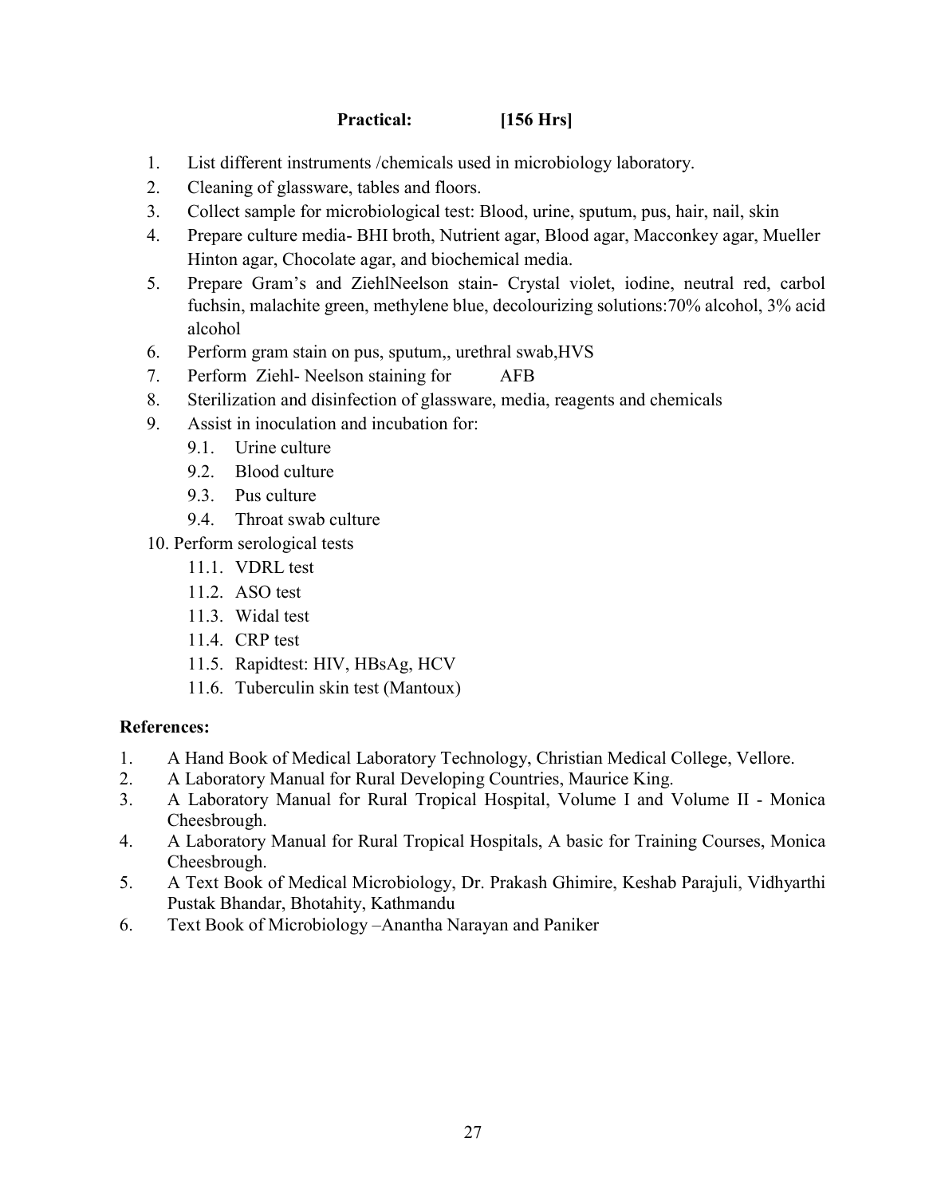**Practical: [156 Hrs]**

1. List different instruments /chemicals used in microbiology laboratory.
2. Cleaning of glassware, tables and floors.
3. Collect sample for microbiological test: Blood, urine, sputum, pus, hair, nail, skin
4. Prepare culture media- BHI broth, Nutrient agar, Blood agar, Macconkey agar, Mueller Hinton agar, Chocolate agar, and biochemical media.
5. Prepare Gram's and ZiehlNeelson stain- Crystal violet, iodine, neutral red, carbol fuchsin, malachite green, methylene blue, decolourizing solutions:70% alcohol, 3% acid alcohol
6. Perform gram stain on pus, sputum,, urethral swab,HVS
7. Perform Ziehl- Neelson staining for AFB
8. Sterilization and disinfection of glassware, media, reagents and chemicals
9. Assist in inoculation and incubation for:
   - 9.1. Urine culture
   - 9.2. Blood culture
   - 9.3. Pus culture
   - 9.4. Throat swab culture
10. Perform serological tests
    - 11.1. VDRL test
    - 11.2. ASO test
    - 11.3. Widal test
    - 11.4. CRP test
    - 11.5. Rapidtest: HIV, HBsAg, HCV
    - 11.6. Tuberculin skin test (Mantoux)

**References:**

1. A Hand Book of Medical Laboratory Technology, Christian Medical College, Vellore.
2. A Laboratory Manual for Rural Developing Countries, Maurice King.
3. A Laboratory Manual for Rural Tropical Hospital, Volume I and Volume II - Monica Cheesbrough.
4. A Laboratory Manual for Rural Tropical Hospitals, A basic for Training Courses, Monica Cheesbrough.
5. A Text Book of Medical Microbiology, Dr. Prakash Ghimire, Keshab Parajuli, Vidhyarthi Pustak Bhandar, Bhotahity, Kathmandu
6. Text Book of Microbiology –Anantha Narayan and Paniker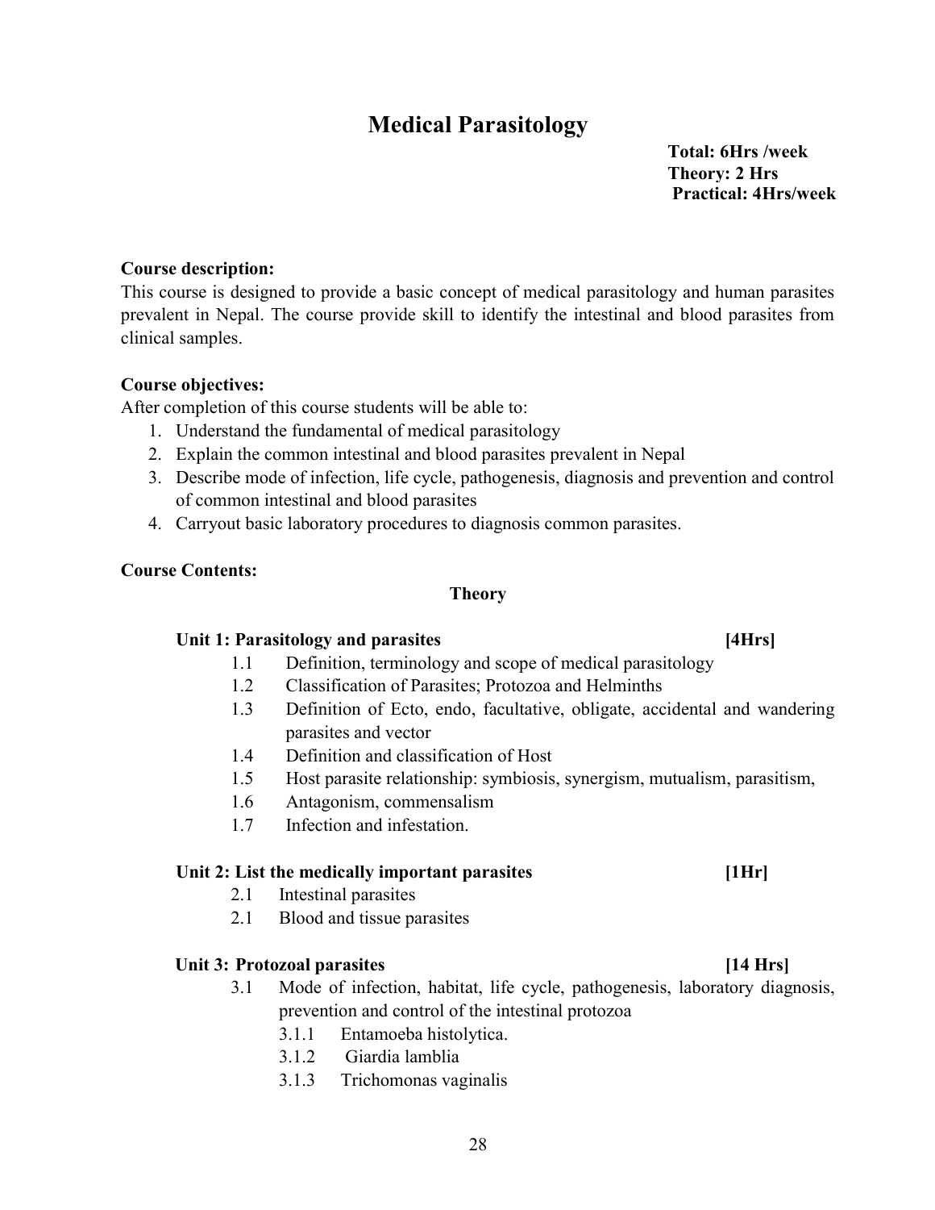# Medical Parasitology

**Total: 6Hrs /week**
**Theory: 2 Hrs**
**Practical: 4Hrs/week**

**Course description:**
This course is designed to provide a basic concept of medical parasitology and human parasites prevalent in Nepal. The course provide skill to identify the intestinal and blood parasites from clinical samples.

**Course objectives:**
After completion of this course students will be able to:

1. Understand the fundamental of medical parasitology
2. Explain the common intestinal and blood parasites prevalent in Nepal
3. Describe mode of infection, life cycle, pathogenesis, diagnosis and prevention and control of common intestinal and blood parasites
4. Carryout basic laboratory procedures to diagnosis common parasites.

**Course Contents:**

**Theory**

**Unit 1: Parasitology and parasites [4Hrs]**

- 1.1 Definition, terminology and scope of medical parasitology
- 1.2 Classification of Parasites; Protozoa and Helminths
- 1.3 Definition of Ecto, endo, facultative, obligate, accidental and wandering parasites and vector
- 1.4 Definition and classification of Host
- 1.5 Host parasite relationship: symbiosis, synergism, mutualism, parasitism,
- 1.6 Antagonism, commensalism
- 1.7 Infection and infestation.

**Unit 2: List the medically important parasites [1Hr]**

- 2.1 Intestinal parasites
- 2.1 Blood and tissue parasites

**Unit 3: Protozoal parasites [14 Hrs]**

- 3.1 Mode of infection, habitat, life cycle, pathogenesis, laboratory diagnosis, prevention and control of the intestinal protozoa
  - 3.1.1 Entamoeba histolytica.
  - 3.1.2 Giardia lamblia
  - 3.1.3 Trichomonas vaginalis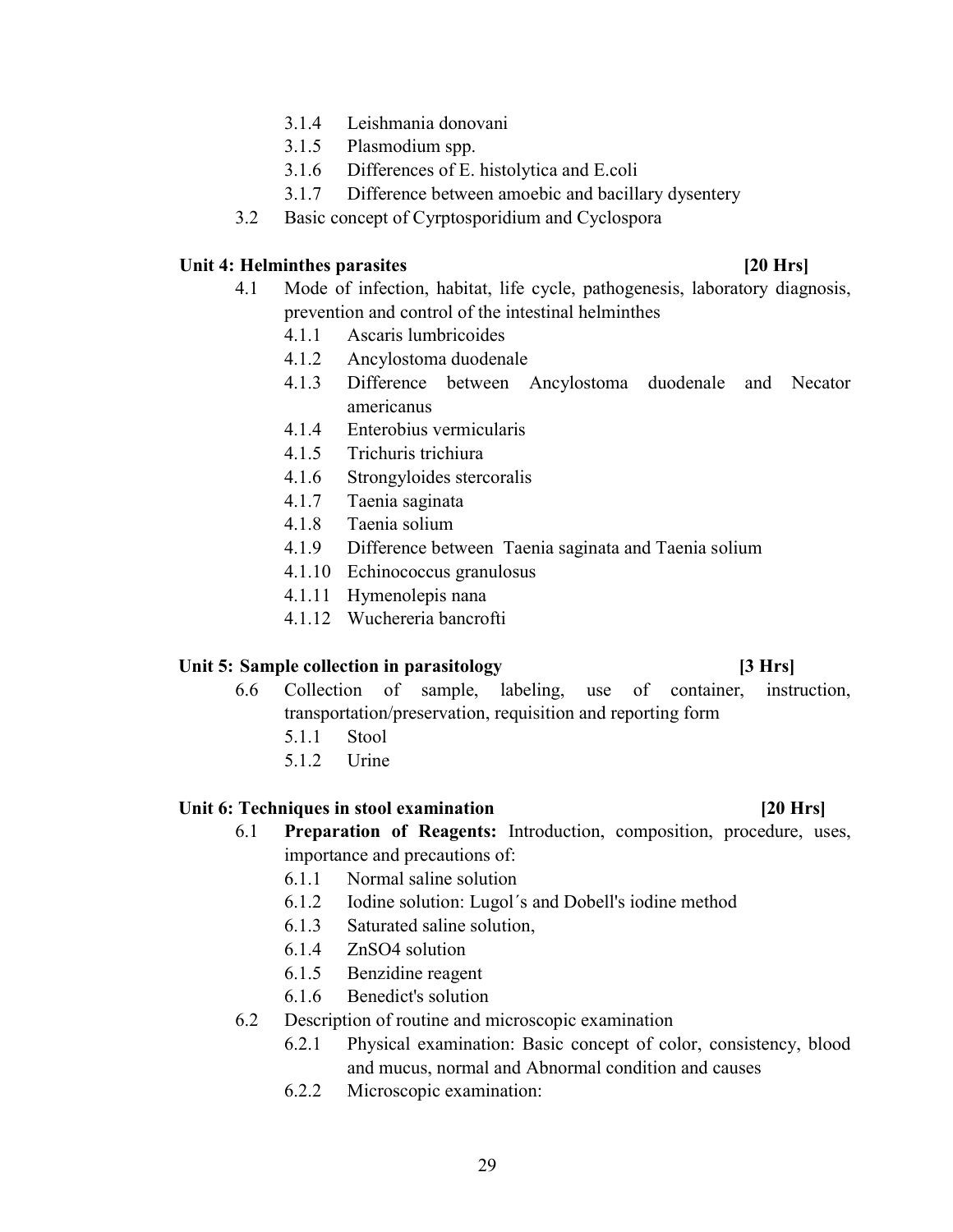- 3.1.4 Leishmania donovani
- 3.1.5 Plasmodium spp.
- 3.1.6 Differences of E. histolytica and E.coli
- 3.1.7 Difference between amoebic and bacillary dysentery

3.2 Basic concept of Cyrptosporidium and Cyclospora

**Unit 4: Helminthes parasites [20 Hrs]**

4.1 Mode of infection, habitat, life cycle, pathogenesis, laboratory diagnosis, prevention and control of the intestinal helminthes

- 4.1.1 Ascaris lumbricoides
- 4.1.2 Ancylostoma duodenale
- 4.1.3 Difference between Ancylostoma duodenale and Necator americanus
- 4.1.4 Enterobius vermicularis
- 4.1.5 Trichuris trichiura
- 4.1.6 Strongyloides stercoralis
- 4.1.7 Taenia saginata
- 4.1.8 Taenia solium
- 4.1.9 Difference between Taenia saginata and Taenia solium
- 4.1.10 Echinococcus granulosus
- 4.1.11 Hymenolepis nana
- 4.1.12 Wuchereria bancrofti

**Unit 5: Sample collection in parasitology [3 Hrs]**

6.6 Collection of sample, labeling, use of container, instruction, transportation/preservation, requisition and reporting form

- 5.1.1 Stool
- 5.1.2 Urine

**Unit 6: Techniques in stool examination [20 Hrs]**

6.1 **Preparation of Reagents:** Introduction, composition, procedure, uses, importance and precautions of:

- 6.1.1 Normal saline solution
- 6.1.2 Iodine solution: Lugol´s and Dobell's iodine method
- 6.1.3 Saturated saline solution,
- 6.1.4 $ZnSO_4$ solution
- 6.1.5 Benzidine reagent
- 6.1.6 Benedict's solution

6.2 Description of routine and microscopic examination

- 6.2.1 Physical examination: Basic concept of color, consistency, blood and mucus, normal and Abnormal condition and causes
- 6.2.2 Microscopic examination: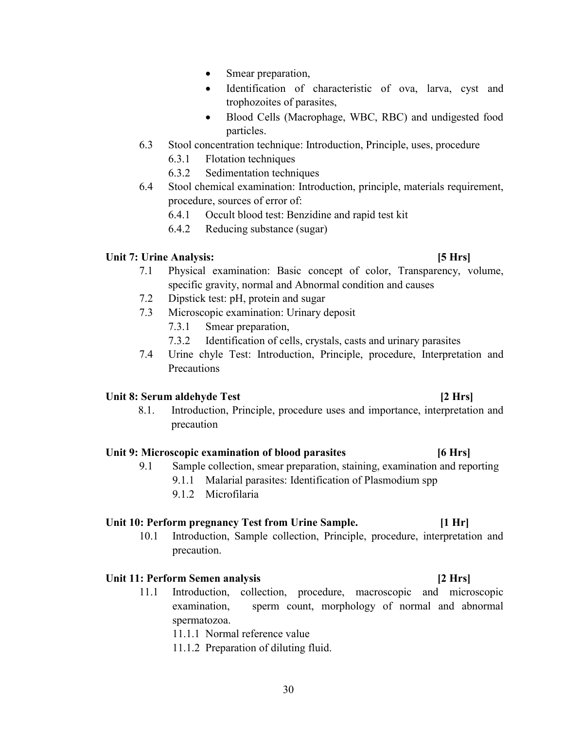- Smear preparation,
- Identification of characteristic of ova, larva, cyst and trophozoites of parasites,
- Blood Cells (Macrophage, WBC, RBC) and undigested food particles.

6.3 Stool concentration technique: Introduction, Principle, uses, procedure

 6.3.1 Flotation techniques

 6.3.2 Sedimentation techniques

6.4 Stool chemical examination: Introduction, principle, materials requirement, procedure, sources of error of:

 6.4.1 Occult blood test: Benzidine and rapid test kit

 6.4.2 Reducing substance (sugar)

**Unit 7: Urine Analysis: [5 Hrs]**

7.1 Physical examination: Basic concept of color, Transparency, volume, specific gravity, normal and Abnormal condition and causes

7.2 Dipstick test: pH, protein and sugar

7.3 Microscopic examination: Urinary deposit

 7.3.1 Smear preparation,

 7.3.2 Identification of cells, crystals, casts and urinary parasites

7.4 Urine chyle Test: Introduction, Principle, procedure, Interpretation and Precautions

**Unit 8: Serum aldehyde Test [2 Hrs]**

8.1. Introduction, Principle, procedure uses and importance, interpretation and precaution

**Unit 9: Microscopic examination of blood parasites [6 Hrs]**

9.1 Sample collection, smear preparation, staining, examination and reporting

 9.1.1 Malarial parasites: Identification of Plasmodium spp

 9.1.2 Microfilaria

**Unit 10: Perform pregnancy Test from Urine Sample. [1 Hr]**

10.1 Introduction, Sample collection, Principle, procedure, interpretation and precaution.

**Unit 11: Perform Semen analysis [2 Hrs]**

11.1 Introduction, collection, procedure, macroscopic and microscopic examination, sperm count, morphology of normal and abnormal spermatozoa.

 11.1.1 Normal reference value

 11.1.2 Preparation of diluting fluid.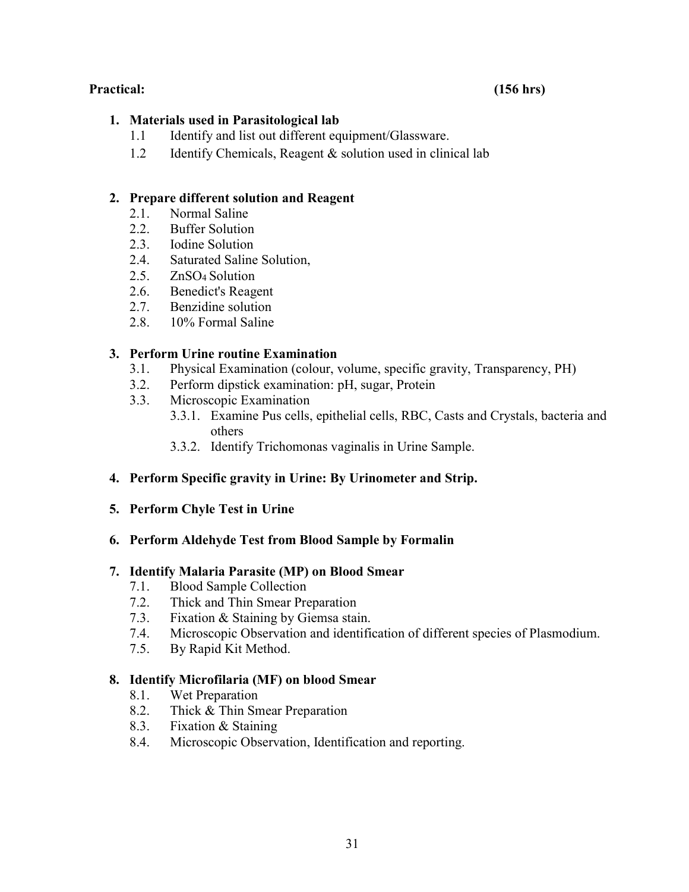**Practical: (156 hrs)**

1. **Materials used in Parasitological lab**
   - 1.1 Identify and list out different equipment/Glassware.
   - 1.2 Identify Chemicals, Reagent & solution used in clinical lab

2. **Prepare different solution and Reagent**
   - 2.1. Normal Saline
   - 2.2. Buffer Solution
   - 2.3. Iodine Solution
   - 2.4. Saturated Saline Solution,
   - 2.5. $ZnSO_4$ Solution
   - 2.6. Benedict's Reagent
   - 2.7. Benzidine solution
   - 2.8. 10% Formal Saline

3. **Perform Urine routine Examination**
   - 3.1. Physical Examination (colour, volume, specific gravity, Transparency, PH)
   - 3.2. Perform dipstick examination: pH, sugar, Protein
   - 3.3. Microscopic Examination
     - 3.3.1. Examine Pus cells, epithelial cells, RBC, Casts and Crystals, bacteria and others
     - 3.3.2. Identify Trichomonas vaginalis in Urine Sample.

4. **Perform Specific gravity in Urine: By Urinometer and Strip.**

5. **Perform Chyle Test in Urine**

6. **Perform Aldehyde Test from Blood Sample by Formalin**

7. **Identify Malaria Parasite (MP) on Blood Smear**
   - 7.1. Blood Sample Collection
   - 7.2. Thick and Thin Smear Preparation
   - 7.3. Fixation & Staining by Giemsa stain.
   - 7.4. Microscopic Observation and identification of different species of Plasmodium.
   - 7.5. By Rapid Kit Method.

8. **Identify Microfilaria (MF) on blood Smear**
   - 8.1. Wet Preparation
   - 8.2. Thick & Thin Smear Preparation
   - 8.3. Fixation & Staining
   - 8.4. Microscopic Observation, Identification and reporting.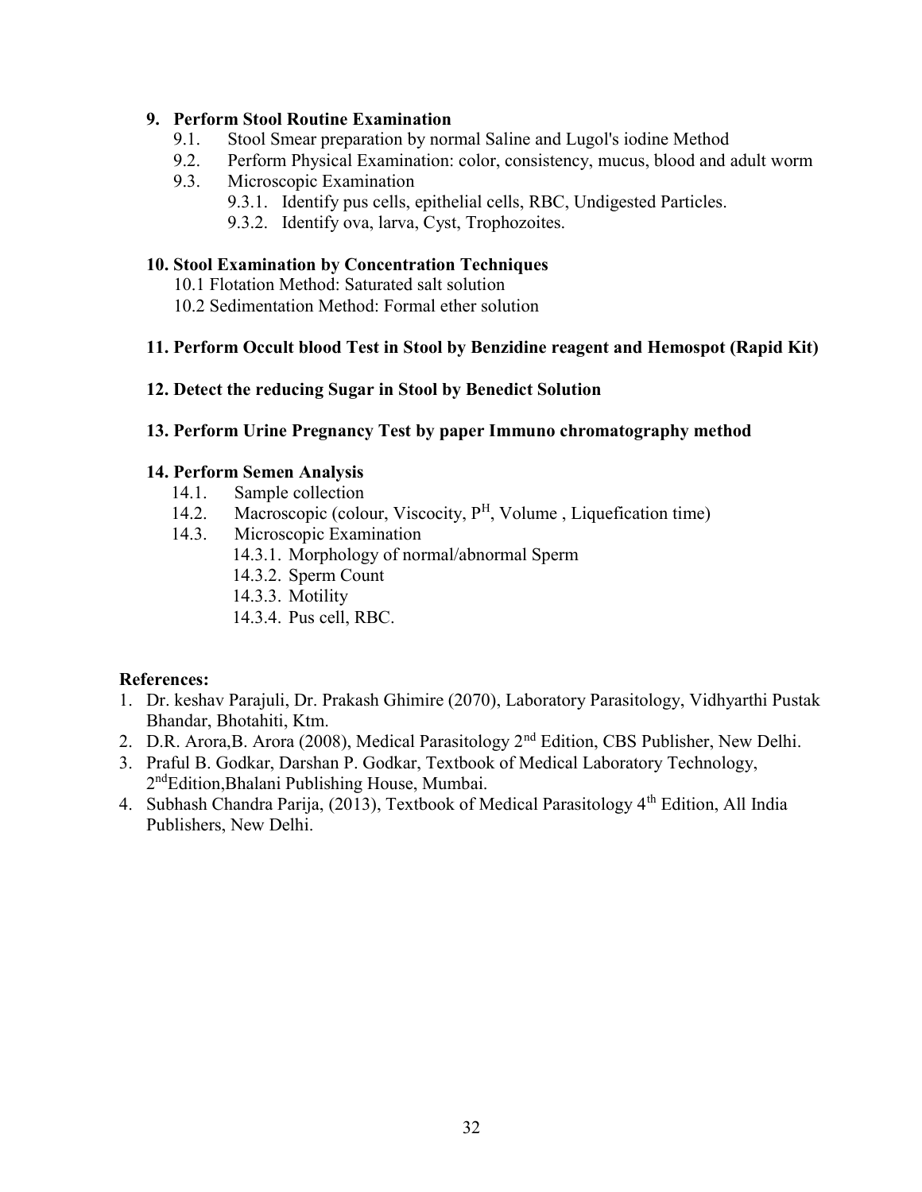**9. Perform Stool Routine Examination**

- 9.1. Stool Smear preparation by normal Saline and Lugol's iodine Method
- 9.2. Perform Physical Examination: color, consistency, mucus, blood and adult worm
- 9.3. Microscopic Examination
  - 9.3.1. Identify pus cells, epithelial cells, RBC, Undigested Particles.
  - 9.3.2. Identify ova, larva, Cyst, Trophozoites.

**10. Stool Examination by Concentration Techniques**

- 10.1 Flotation Method: Saturated salt solution
- 10.2 Sedimentation Method: Formal ether solution

**11. Perform Occult blood Test in Stool by Benzidine reagent and Hemospot (Rapid Kit)**

**12. Detect the reducing Sugar in Stool by Benedict Solution**

**13. Perform Urine Pregnancy Test by paper Immuno chromatography method**

**14. Perform Semen Analysis**

- 14.1. Sample collection
- 14.2. Macroscopic (colour, Viscocity, $P^H$, Volume , Liquefication time)
- 14.3. Microscopic Examination
  - 14.3.1. Morphology of normal/abnormal Sperm
  - 14.3.2. Sperm Count
  - 14.3.3. Motility
  - 14.3.4. Pus cell, RBC.

**References:**

1. Dr. keshav Parajuli, Dr. Prakash Ghimire (2070), Laboratory Parasitology, Vidhyarthi Pustak Bhandar, Bhotahiti, Ktm.
2. D.R. Arora,B. Arora (2008), Medical Parasitology 2nd Edition, CBS Publisher, New Delhi.
3. Praful B. Godkar, Darshan P. Godkar, Textbook of Medical Laboratory Technology, 2ndEdition,Bhalani Publishing House, Mumbai.
4. Subhash Chandra Parija, (2013), Textbook of Medical Parasitology 4th Edition, All India Publishers, New Delhi.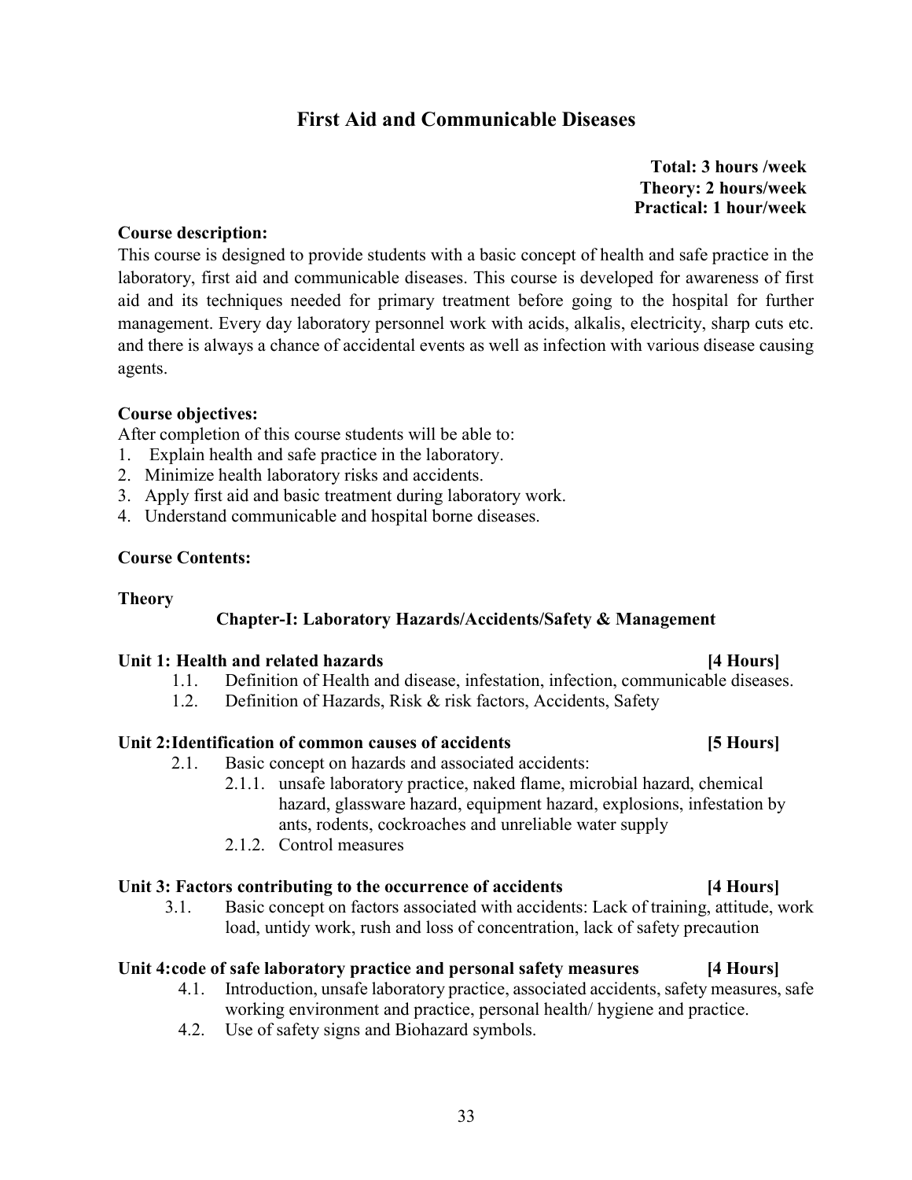# First Aid and Communicable Diseases

**Total: 3 hours /week**
**Theory: 2 hours/week**
**Practical: 1 hour/week**

**Course description:**

This course is designed to provide students with a basic concept of health and safe practice in the laboratory, first aid and communicable diseases. This course is developed for awareness of first aid and its techniques needed for primary treatment before going to the hospital for further management. Every day laboratory personnel work with acids, alkalis, electricity, sharp cuts etc. and there is always a chance of accidental events as well as infection with various disease causing agents.

**Course objectives:**

After completion of this course students will be able to:

1. Explain health and safe practice in the laboratory.
2. Minimize health laboratory risks and accidents.
3. Apply first aid and basic treatment during laboratory work.
4. Understand communicable and hospital borne diseases.

**Course Contents:**

**Theory**

### Chapter-I: Laboratory Hazards/Accidents/Safety & Management

**Unit 1: Health and related hazards [4 Hours]**

- 1.1. Definition of Health and disease, infestation, infection, communicable diseases.
- 1.2. Definition of Hazards, Risk & risk factors, Accidents, Safety

**Unit 2: Identification of common causes of accidents [5 Hours]**

- 2.1. Basic concept on hazards and associated accidents:
  - 2.1.1. unsafe laboratory practice, naked flame, microbial hazard, chemical hazard, glassware hazard, equipment hazard, explosions, infestation by ants, rodents, cockroaches and unreliable water supply
  - 2.1.2. Control measures

**Unit 3: Factors contributing to the occurrence of accidents [4 Hours]**

- 3.1. Basic concept on factors associated with accidents: Lack of training, attitude, work load, untidy work, rush and loss of concentration, lack of safety precaution

**Unit 4: code of safe laboratory practice and personal safety measures [4 Hours]**

- 4.1. Introduction, unsafe laboratory practice, associated accidents, safety measures, safe working environment and practice, personal health/ hygiene and practice.
- 4.2. Use of safety signs and Biohazard symbols.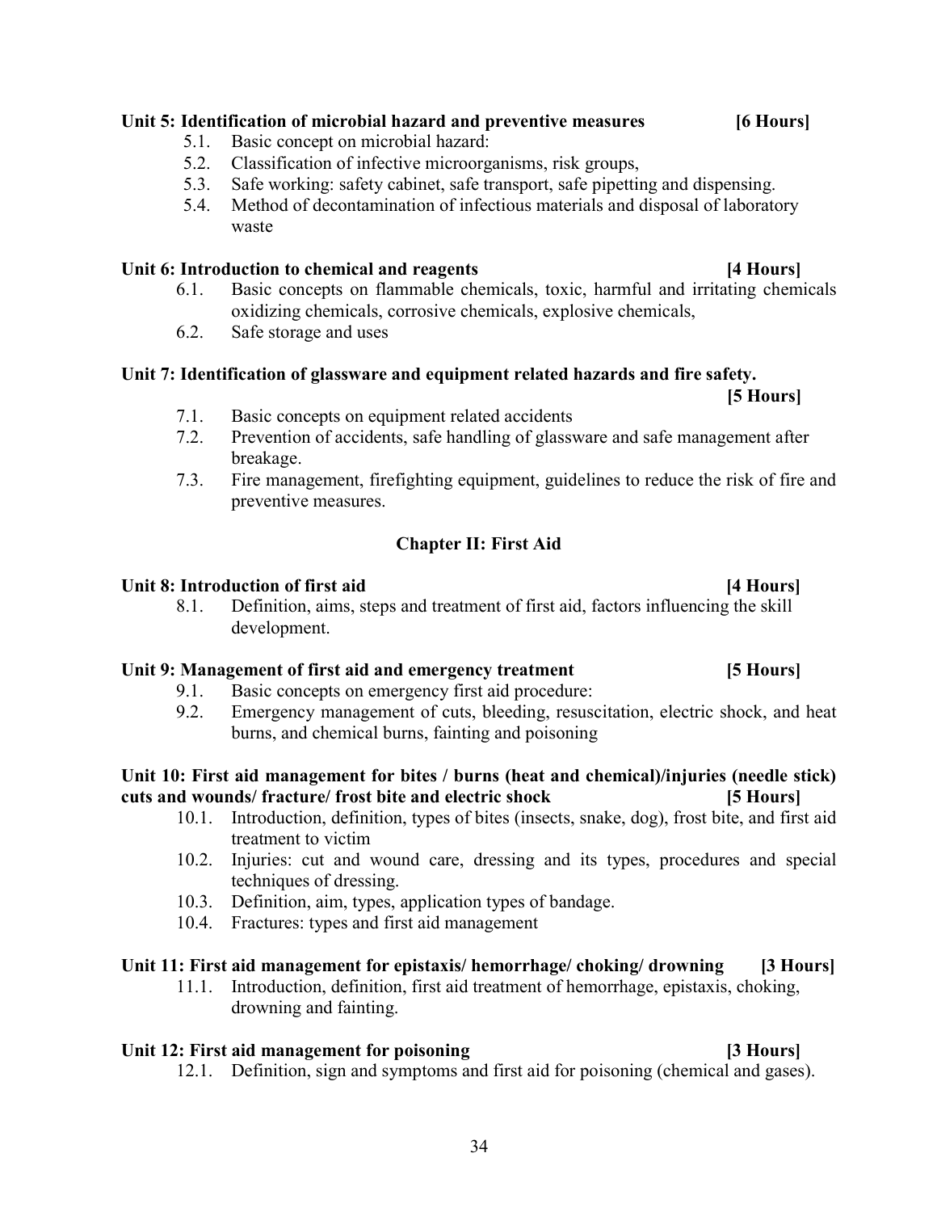**Unit 5: Identification of microbial hazard and preventive measures [6 Hours]**

5.1. Basic concept on microbial hazard:
5.2. Classification of infective microorganisms, risk groups,
5.3. Safe working: safety cabinet, safe transport, safe pipetting and dispensing.
5.4. Method of decontamination of infectious materials and disposal of laboratory waste

**Unit 6: Introduction to chemical and reagents [4 Hours]**

6.1. Basic concepts on flammable chemicals, toxic, harmful and irritating chemicals oxidizing chemicals, corrosive chemicals, explosive chemicals,
6.2. Safe storage and uses

**Unit 7: Identification of glassware and equipment related hazards and fire safety. [5 Hours]**

7.1. Basic concepts on equipment related accidents
7.2. Prevention of accidents, safe handling of glassware and safe management after breakage.
7.3. Fire management, firefighting equipment, guidelines to reduce the risk of fire and preventive measures.

## Chapter II: First Aid

**Unit 8: Introduction of first aid [4 Hours]**

8.1. Definition, aims, steps and treatment of first aid, factors influencing the skill development.

**Unit 9: Management of first aid and emergency treatment [5 Hours]**

9.1. Basic concepts on emergency first aid procedure:
9.2. Emergency management of cuts, bleeding, resuscitation, electric shock, and heat burns, and chemical burns, fainting and poisoning

**Unit 10: First aid management for bites / burns (heat and chemical)/injuries (needle stick) cuts and wounds/ fracture/ frost bite and electric shock [5 Hours]**

10.1. Introduction, definition, types of bites (insects, snake, dog), frost bite, and first aid treatment to victim
10.2. Injuries: cut and wound care, dressing and its types, procedures and special techniques of dressing.
10.3. Definition, aim, types, application types of bandage.
10.4. Fractures: types and first aid management

**Unit 11: First aid management for epistaxis/ hemorrhage/ choking/ drowning [3 Hours]**

11.1. Introduction, definition, first aid treatment of hemorrhage, epistaxis, choking, drowning and fainting.

**Unit 12: First aid management for poisoning [3 Hours]**

12.1. Definition, sign and symptoms and first aid for poisoning (chemical and gases).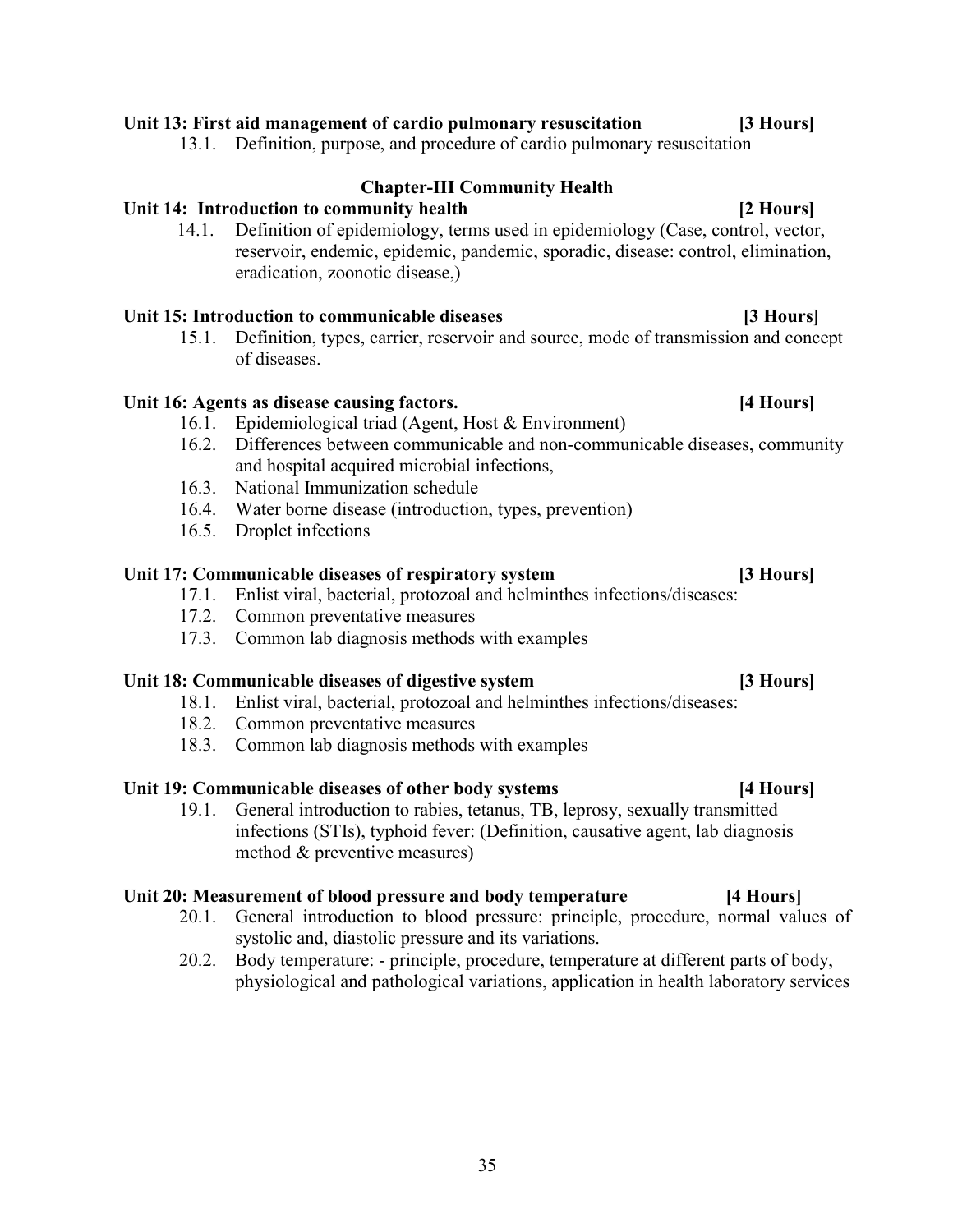**Unit 13: First aid management of cardio pulmonary resuscitation [3 Hours]**

13.1. Definition, purpose, and procedure of cardio pulmonary resuscitation

## Chapter-III Community Health

**Unit 14: Introduction to community health [2 Hours]**

14.1. Definition of epidemiology, terms used in epidemiology (Case, control, vector, reservoir, endemic, epidemic, pandemic, sporadic, disease: control, elimination, eradication, zoonotic disease,)

**Unit 15: Introduction to communicable diseases [3 Hours]**

15.1. Definition, types, carrier, reservoir and source, mode of transmission and concept of diseases.

**Unit 16: Agents as disease causing factors. [4 Hours]**

16.1. Epidemiological triad (Agent, Host & Environment)
16.2. Differences between communicable and non-communicable diseases, community and hospital acquired microbial infections,
16.3. National Immunization schedule
16.4. Water borne disease (introduction, types, prevention)
16.5. Droplet infections

**Unit 17: Communicable diseases of respiratory system [3 Hours]**

17.1. Enlist viral, bacterial, protozoal and helminthes infections/diseases:
17.2. Common preventative measures
17.3. Common lab diagnosis methods with examples

**Unit 18: Communicable diseases of digestive system [3 Hours]**

18.1. Enlist viral, bacterial, protozoal and helminthes infections/diseases:
18.2. Common preventative measures
18.3. Common lab diagnosis methods with examples

**Unit 19: Communicable diseases of other body systems [4 Hours]**

19.1. General introduction to rabies, tetanus, TB, leprosy, sexually transmitted infections (STIs), typhoid fever: (Definition, causative agent, lab diagnosis method & preventive measures)

**Unit 20: Measurement of blood pressure and body temperature [4 Hours]**

20.1. General introduction to blood pressure: principle, procedure, normal values of systolic and, diastolic pressure and its variations.
20.2. Body temperature: - principle, procedure, temperature at different parts of body, physiological and pathological variations, application in health laboratory services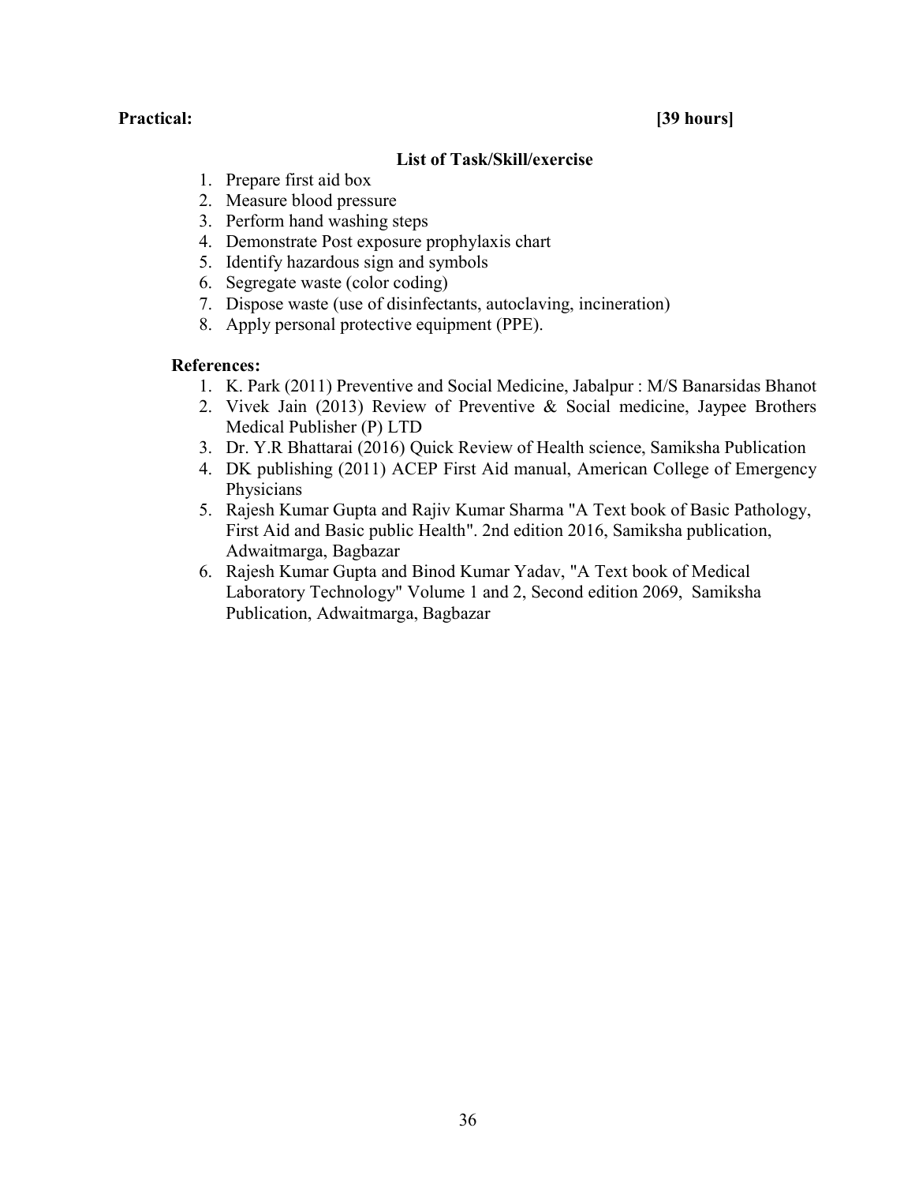**Practical: [39 hours]**

**List of Task/Skill/exercise**

1. Prepare first aid box
2. Measure blood pressure
3. Perform hand washing steps
4. Demonstrate Post exposure prophylaxis chart
5. Identify hazardous sign and symbols
6. Segregate waste (color coding)
7. Dispose waste (use of disinfectants, autoclaving, incineration)
8. Apply personal protective equipment (PPE).

**References:**

1. K. Park (2011) Preventive and Social Medicine, Jabalpur : M/S Banarsidas Bhanot
2. Vivek Jain (2013) Review of Preventive & Social medicine, Jaypee Brothers Medical Publisher (P) LTD
3. Dr. Y.R Bhattarai (2016) Quick Review of Health science, Samiksha Publication
4. DK publishing (2011) ACEP First Aid manual, American College of Emergency Physicians
5. Rajesh Kumar Gupta and Rajiv Kumar Sharma "A Text book of Basic Pathology, First Aid and Basic public Health". 2nd edition 2016, Samiksha publication, Adwaitmarga, Bagbazar
6. Rajesh Kumar Gupta and Binod Kumar Yadav, "A Text book of Medical Laboratory Technology" Volume 1 and 2, Second edition 2069, Samiksha Publication, Adwaitmarga, Bagbazar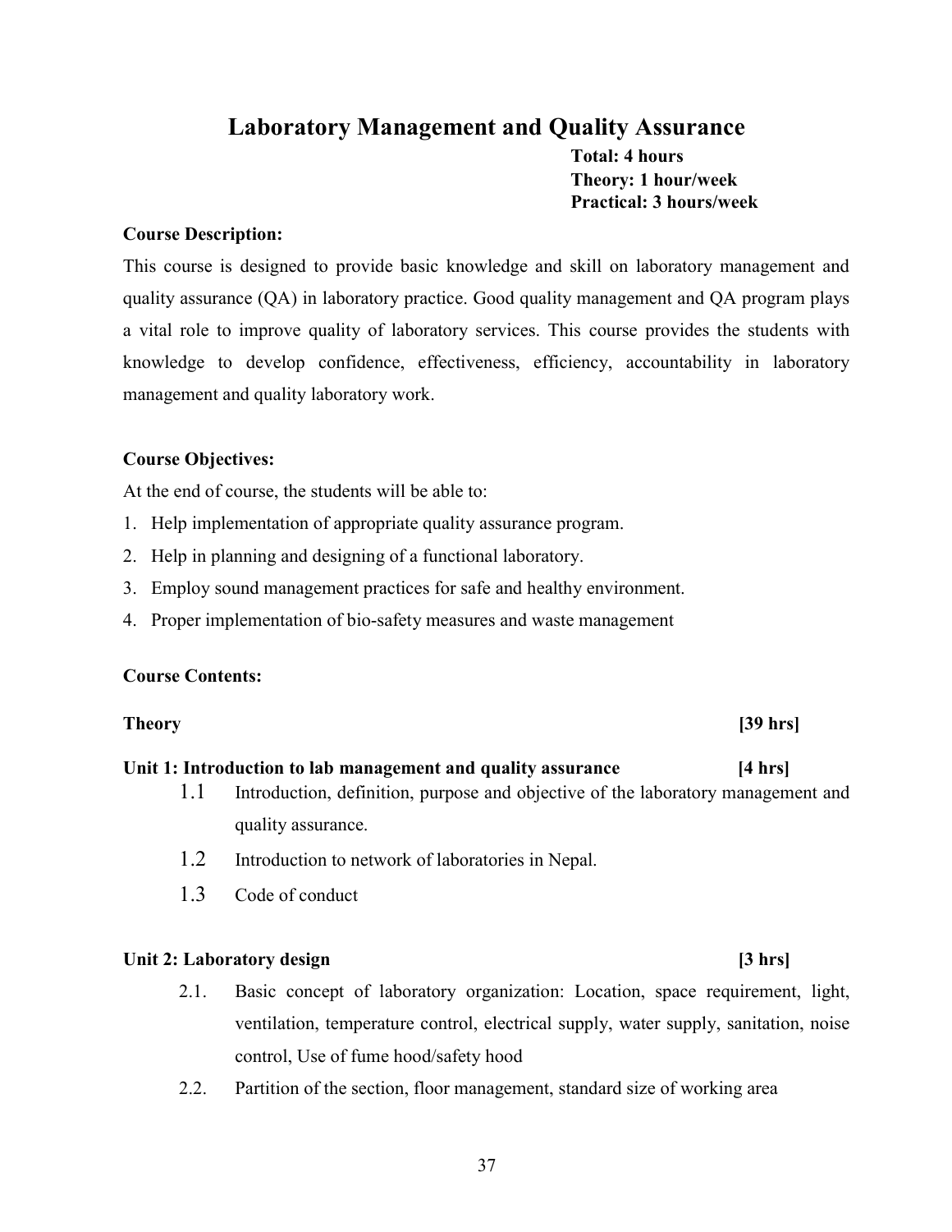# Laboratory Management and Quality Assurance

**Total: 4 hours**
**Theory: 1 hour/week**
**Practical: 3 hours/week**

**Course Description:**

This course is designed to provide basic knowledge and skill on laboratory management and quality assurance (QA) in laboratory practice. Good quality management and QA program plays a vital role to improve quality of laboratory services. This course provides the students with knowledge to develop confidence, effectiveness, efficiency, accountability in laboratory management and quality laboratory work.

**Course Objectives:**

At the end of course, the students will be able to:

1. Help implementation of appropriate quality assurance program.
2. Help in planning and designing of a functional laboratory.
3. Employ sound management practices for safe and healthy environment.
4. Proper implementation of bio-safety measures and waste management

**Course Contents:**

**Theory [39 hrs]**

**Unit 1: Introduction to lab management and quality assurance [4 hrs]**

1.1 Introduction, definition, purpose and objective of the laboratory management and quality assurance.

1.2 Introduction to network of laboratories in Nepal.

1.3 Code of conduct

**Unit 2: Laboratory design [3 hrs]**

2.1. Basic concept of laboratory organization: Location, space requirement, light, ventilation, temperature control, electrical supply, water supply, sanitation, noise control, Use of fume hood/safety hood

2.2. Partition of the section, floor management, standard size of working area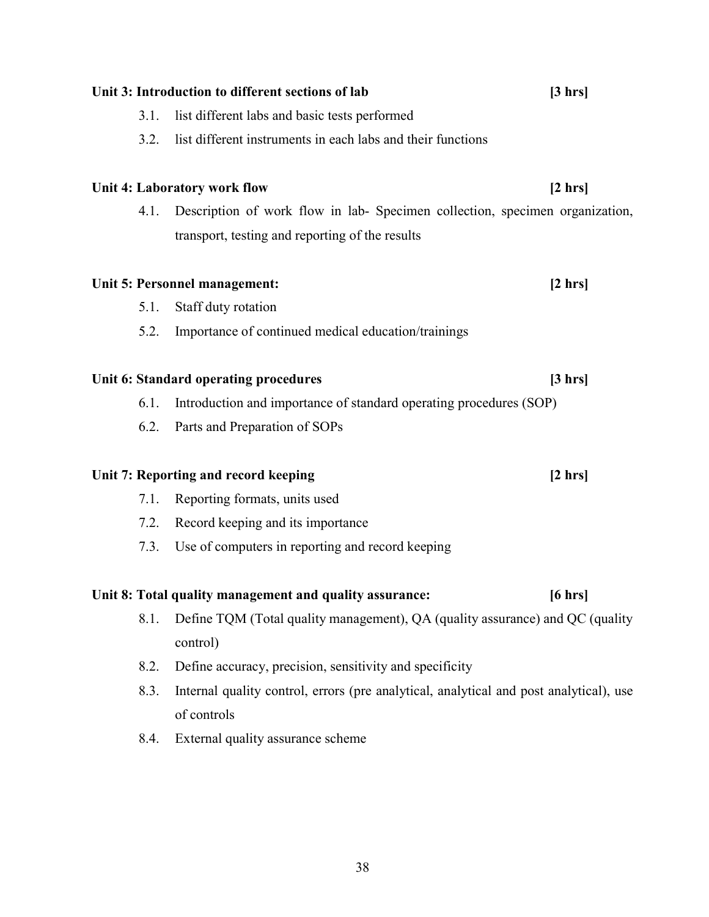**Unit 3: Introduction to different sections of lab** **[3 hrs]**

3.1. list different labs and basic tests performed

3.2. list different instruments in each labs and their functions

**Unit 4: Laboratory work flow** **[2 hrs]**

4.1. Description of work flow in lab- Specimen collection, specimen organization, transport, testing and reporting of the results

**Unit 5: Personnel management:** **[2 hrs]**

5.1. Staff duty rotation

5.2. Importance of continued medical education/trainings

**Unit 6: Standard operating procedures** **[3 hrs]**

6.1. Introduction and importance of standard operating procedures (SOP)

6.2. Parts and Preparation of SOPs

**Unit 7: Reporting and record keeping** **[2 hrs]**

7.1. Reporting formats, units used

7.2. Record keeping and its importance

7.3. Use of computers in reporting and record keeping

**Unit 8: Total quality management and quality assurance:** **[6 hrs]**

8.1. Define TQM (Total quality management), QA (quality assurance) and QC (quality control)

8.2. Define accuracy, precision, sensitivity and specificity

8.3. Internal quality control, errors (pre analytical, analytical and post analytical), use of controls

8.4. External quality assurance scheme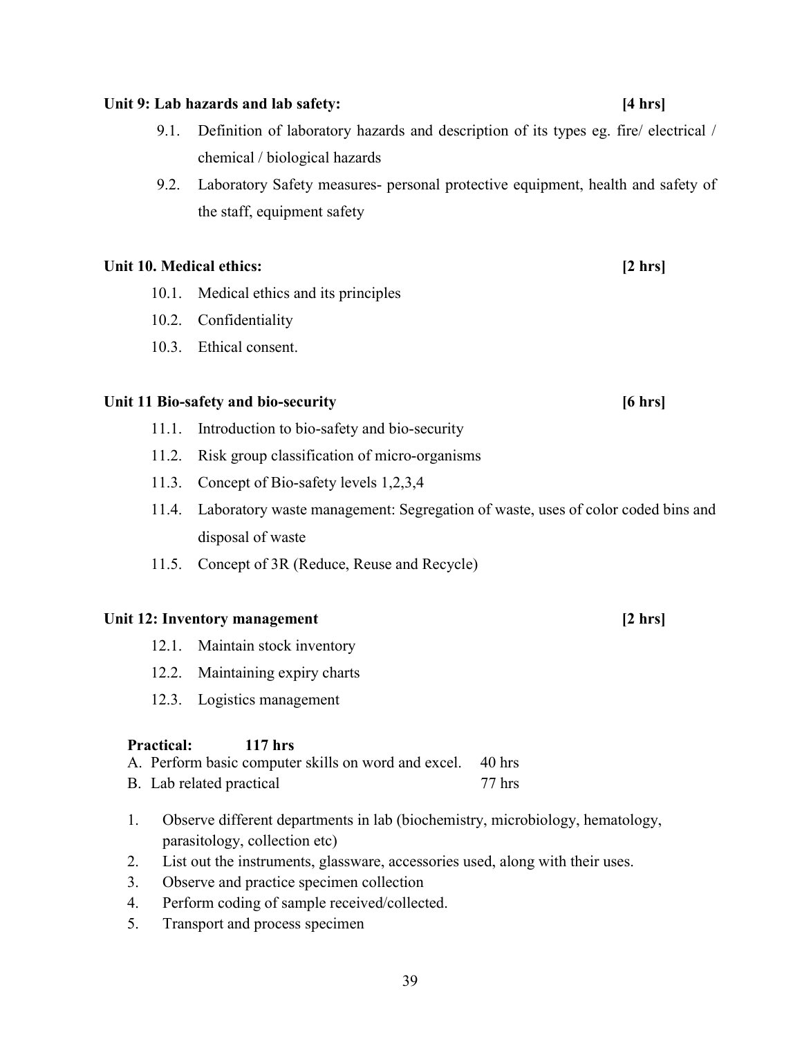**Unit 9: Lab hazards and lab safety: [4 hrs]**

9.1. Definition of laboratory hazards and description of its types eg. fire/ electrical / chemical / biological hazards

9.2. Laboratory Safety measures- personal protective equipment, health and safety of the staff, equipment safety

**Unit 10. Medical ethics: [2 hrs]**

10.1. Medical ethics and its principles

10.2. Confidentiality

10.3. Ethical consent.

**Unit 11 Bio-safety and bio-security [6 hrs]**

11.1. Introduction to bio-safety and bio-security

11.2. Risk group classification of micro-organisms

11.3. Concept of Bio-safety levels 1,2,3,4

11.4. Laboratory waste management: Segregation of waste, uses of color coded bins and disposal of waste

11.5. Concept of 3R (Reduce, Reuse and Recycle)

**Unit 12: Inventory management [2 hrs]**

12.1. Maintain stock inventory

12.2. Maintaining expiry charts

12.3. Logistics management

**Practical: 117 hrs**

A. Perform basic computer skills on word and excel. 40 hrs

B. Lab related practical 77 hrs

1. Observe different departments in lab (biochemistry, microbiology, hematology, parasitology, collection etc)
2. List out the instruments, glassware, accessories used, along with their uses.
3. Observe and practice specimen collection
4. Perform coding of sample received/collected.
5. Transport and process specimen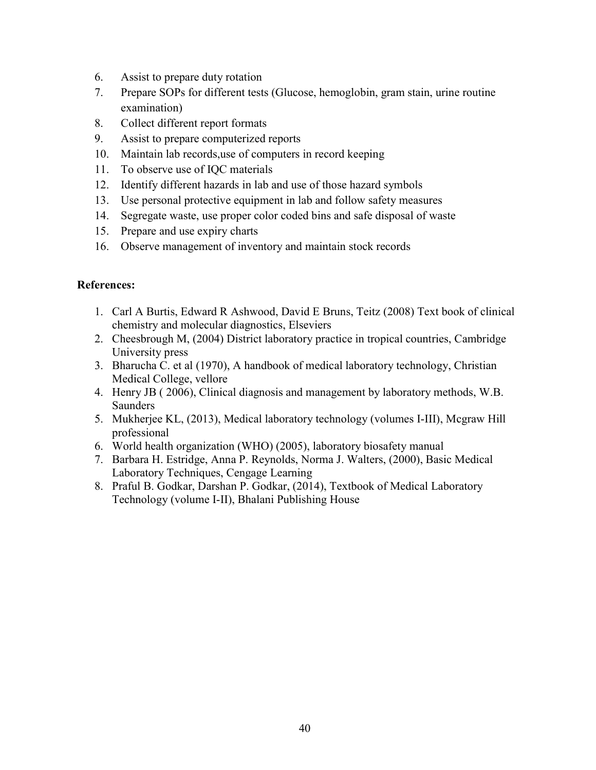6. Assist to prepare duty rotation
7. Prepare SOPs for different tests (Glucose, hemoglobin, gram stain, urine routine examination)
8. Collect different report formats
9. Assist to prepare computerized reports
10. Maintain lab records,use of computers in record keeping
11. To observe use of IQC materials
12. Identify different hazards in lab and use of those hazard symbols
13. Use personal protective equipment in lab and follow safety measures
14. Segregate waste, use proper color coded bins and safe disposal of waste
15. Prepare and use expiry charts
16. Observe management of inventory and maintain stock records

**References:**

1. Carl A Burtis, Edward R Ashwood, David E Bruns, Teitz (2008) Text book of clinical chemistry and molecular diagnostics, Elseviers
2. Cheesbrough M, (2004) District laboratory practice in tropical countries, Cambridge University press
3. Bharucha C. et al (1970), A handbook of medical laboratory technology, Christian Medical College, vellore
4. Henry JB ( 2006), Clinical diagnosis and management by laboratory methods, W.B. Saunders
5. Mukherjee KL, (2013), Medical laboratory technology (volumes I-III), Mcgraw Hill professional
6. World health organization (WHO) (2005), laboratory biosafety manual
7. Barbara H. Estridge, Anna P. Reynolds, Norma J. Walters, (2000), Basic Medical Laboratory Techniques, Cengage Learning
8. Praful B. Godkar, Darshan P. Godkar, (2014), Textbook of Medical Laboratory Technology (volume I-II), Bhalani Publishing House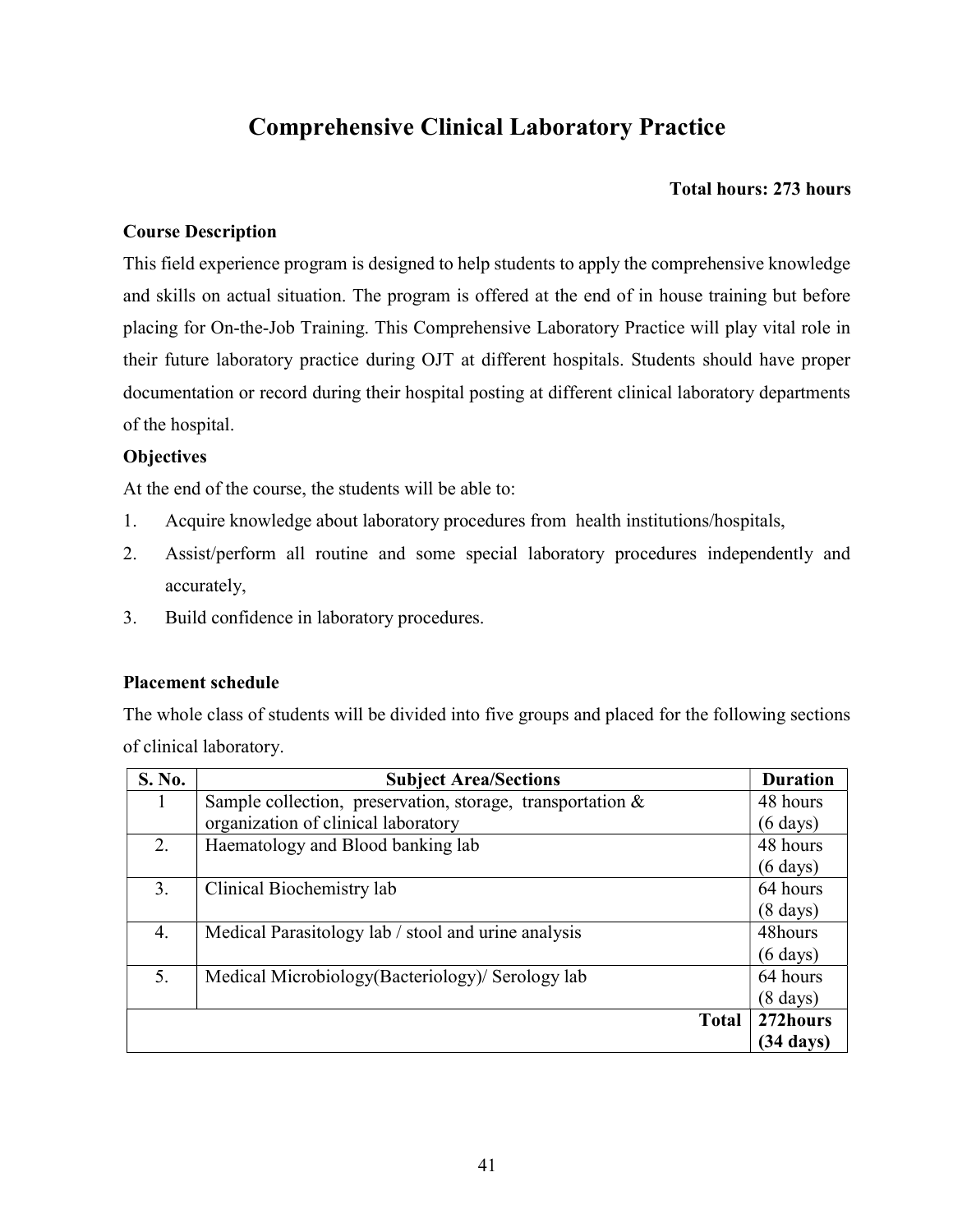# Comprehensive Clinical Laboratory Practice

**Total hours: 273 hours**

**Course Description**

This field experience program is designed to help students to apply the comprehensive knowledge and skills on actual situation. The program is offered at the end of in house training but before placing for On-the-Job Training. This Comprehensive Laboratory Practice will play vital role in their future laboratory practice during OJT at different hospitals. Students should have proper documentation or record during their hospital posting at different clinical laboratory departments of the hospital.

**Objectives**

At the end of the course, the students will be able to:

1. Acquire knowledge about laboratory procedures from health institutions/hospitals,
2. Assist/perform all routine and some special laboratory procedures independently and accurately,
3. Build confidence in laboratory procedures.

**Placement schedule**

The whole class of students will be divided into five groups and placed for the following sections of clinical laboratory.

| S. No. | Subject Area/Sections | Duration |
|---|---|---|
| 1 | Sample collection, preservation, storage, transportation & organization of clinical laboratory | 48 hours (6 days) |
| 2. | Haematology and Blood banking lab | 48 hours (6 days) |
| 3. | Clinical Biochemistry lab | 64 hours (8 days) |
| 4. | Medical Parasitology lab / stool and urine analysis | 48hours (6 days) |
| 5. | Medical Microbiology(Bacteriology)/ Serology lab | 64 hours (8 days) |
| | **Total** | **272hours (34 days)** |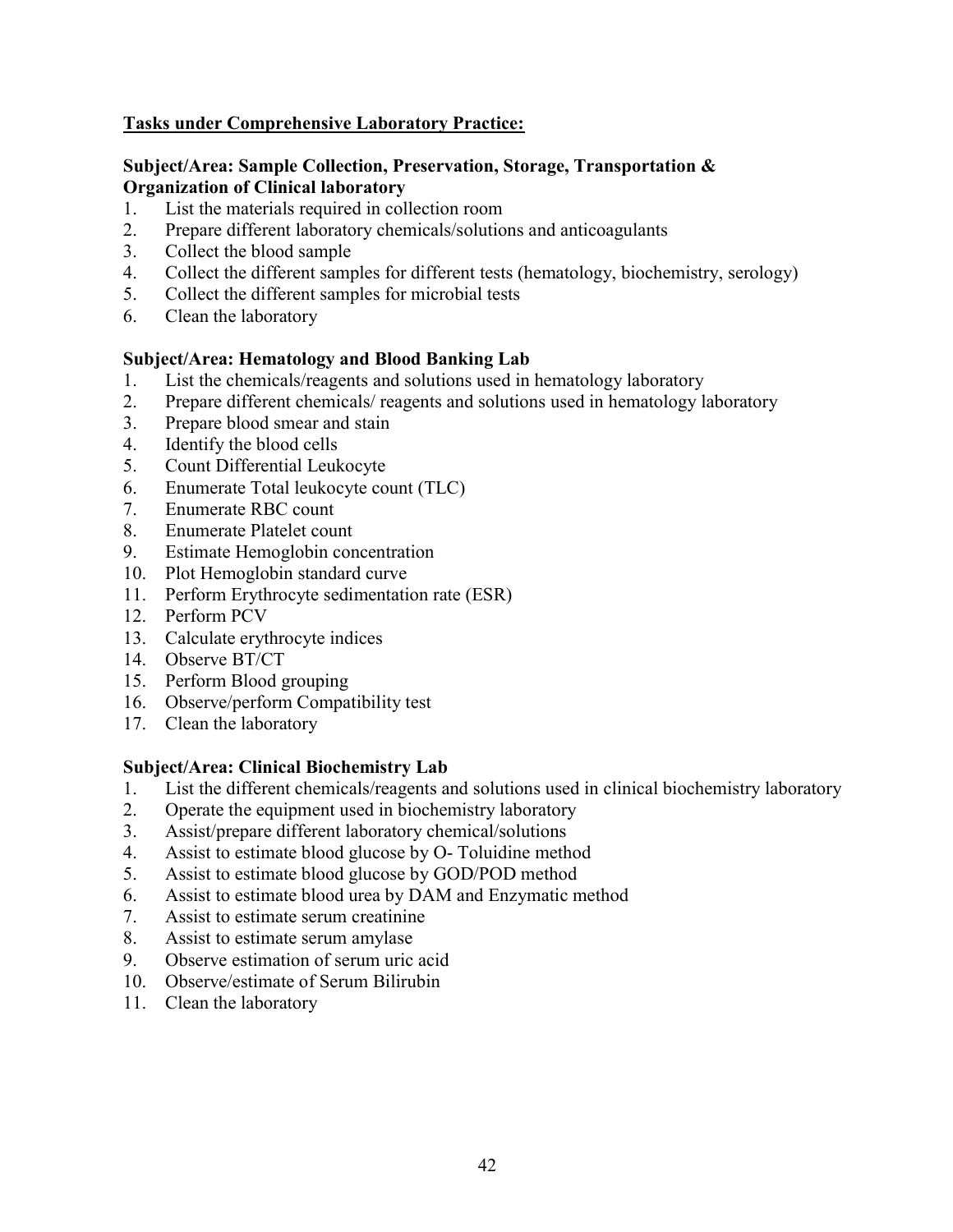**<u>Tasks under Comprehensive Laboratory Practice:</u>**

**Subject/Area: Sample Collection, Preservation, Storage, Transportation & Organization of Clinical laboratory**

1. List the materials required in collection room
2. Prepare different laboratory chemicals/solutions and anticoagulants
3. Collect the blood sample
4. Collect the different samples for different tests (hematology, biochemistry, serology)
5. Collect the different samples for microbial tests
6. Clean the laboratory

**Subject/Area: Hematology and Blood Banking Lab**

1. List the chemicals/reagents and solutions used in hematology laboratory
2. Prepare different chemicals/ reagents and solutions used in hematology laboratory
3. Prepare blood smear and stain
4. Identify the blood cells
5. Count Differential Leukocyte
6. Enumerate Total leukocyte count (TLC)
7. Enumerate RBC count
8. Enumerate Platelet count
9. Estimate Hemoglobin concentration
10. Plot Hemoglobin standard curve
11. Perform Erythrocyte sedimentation rate (ESR)
12. Perform PCV
13. Calculate erythrocyte indices
14. Observe BT/CT
15. Perform Blood grouping
16. Observe/perform Compatibility test
17. Clean the laboratory

**Subject/Area: Clinical Biochemistry Lab**

1. List the different chemicals/reagents and solutions used in clinical biochemistry laboratory
2. Operate the equipment used in biochemistry laboratory
3. Assist/prepare different laboratory chemical/solutions
4. Assist to estimate blood glucose by O- Toluidine method
5. Assist to estimate blood glucose by GOD/POD method
6. Assist to estimate blood urea by DAM and Enzymatic method
7. Assist to estimate serum creatinine
8. Assist to estimate serum amylase
9. Observe estimation of serum uric acid
10. Observe/estimate of Serum Bilirubin
11. Clean the laboratory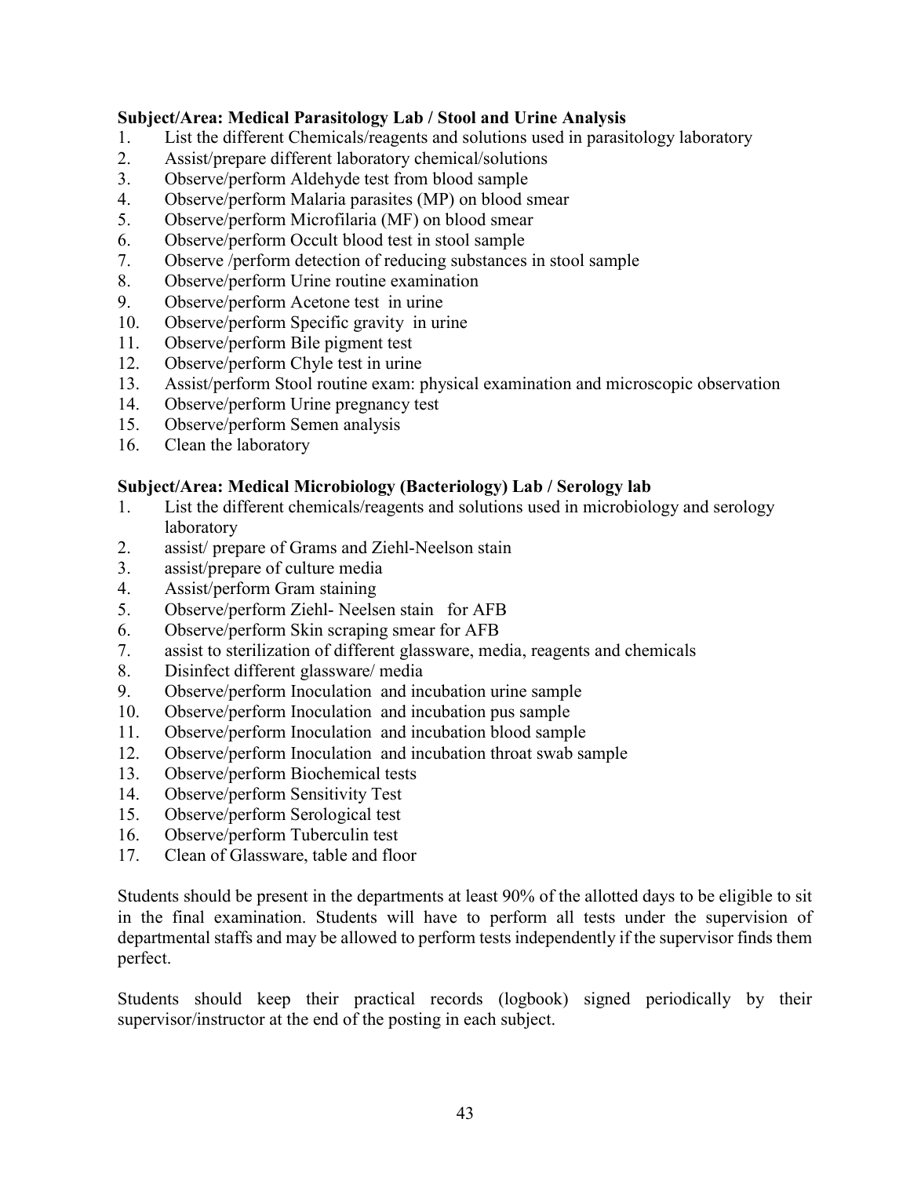**Subject/Area: Medical Parasitology Lab / Stool and Urine Analysis**

1. List the different Chemicals/reagents and solutions used in parasitology laboratory
2. Assist/prepare different laboratory chemical/solutions
3. Observe/perform Aldehyde test from blood sample
4. Observe/perform Malaria parasites (MP) on blood smear
5. Observe/perform Microfilaria (MF) on blood smear
6. Observe/perform Occult blood test in stool sample
7. Observe /perform detection of reducing substances in stool sample
8. Observe/perform Urine routine examination
9. Observe/perform Acetone test in urine
10. Observe/perform Specific gravity in urine
11. Observe/perform Bile pigment test
12. Observe/perform Chyle test in urine
13. Assist/perform Stool routine exam: physical examination and microscopic observation
14. Observe/perform Urine pregnancy test
15. Observe/perform Semen analysis
16. Clean the laboratory

**Subject/Area: Medical Microbiology (Bacteriology) Lab / Serology lab**

1. List the different chemicals/reagents and solutions used in microbiology and serology laboratory
2. assist/ prepare of Grams and Ziehl-Neelson stain
3. assist/prepare of culture media
4. Assist/perform Gram staining
5. Observe/perform Ziehl- Neelsen stain for AFB
6. Observe/perform Skin scraping smear for AFB
7. assist to sterilization of different glassware, media, reagents and chemicals
8. Disinfect different glassware/ media
9. Observe/perform Inoculation and incubation urine sample
10. Observe/perform Inoculation and incubation pus sample
11. Observe/perform Inoculation and incubation blood sample
12. Observe/perform Inoculation and incubation throat swab sample
13. Observe/perform Biochemical tests
14. Observe/perform Sensitivity Test
15. Observe/perform Serological test
16. Observe/perform Tuberculin test
17. Clean of Glassware, table and floor

Students should be present in the departments at least 90% of the allotted days to be eligible to sit in the final examination. Students will have to perform all tests under the supervision of departmental staffs and may be allowed to perform tests independently if the supervisor finds them perfect.

Students should keep their practical records (logbook) signed periodically by their supervisor/instructor at the end of the posting in each subject.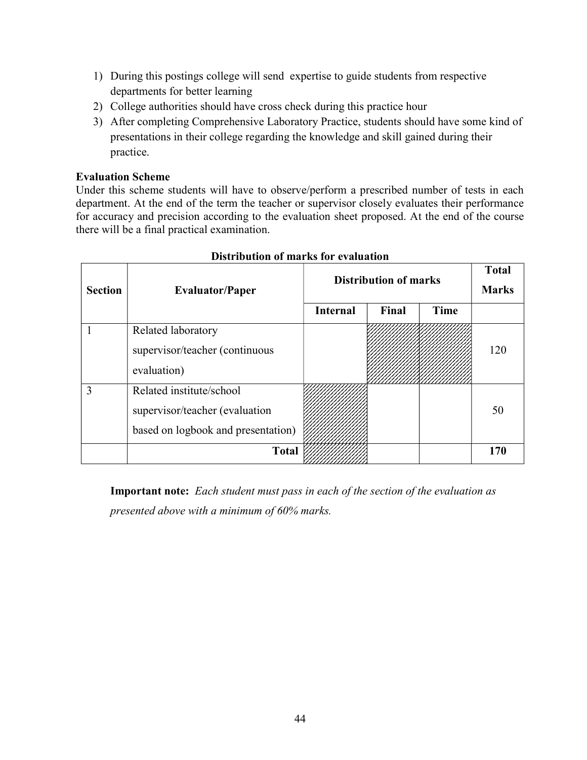1) During this postings college will send  expertise to guide students from respective departments for better learning
2) College authorities should have cross check during this practice hour
3) After completing Comprehensive Laboratory Practice, students should have some kind of presentations in their college regarding the knowledge and skill gained during their practice.

**Evaluation Scheme**

Under this scheme students will have to observe/perform a prescribed number of tests in each department. At the end of the term the teacher or supervisor closely evaluates their performance for accuracy and precision according to the evaluation sheet proposed. At the end of the course there will be a final practical examination.

**Distribution of marks for evaluation**

| Section | Evaluator/Paper | Distribution of marks | | | Total Marks |
|---|---|---|---|---|---|
| | | Internal | Final | Time | |
| 1 | Related laboratory supervisor/teacher (continuous evaluation) | | | | 120 |
| 3 | Related institute/school supervisor/teacher (evaluation based on logbook and presentation) | | | | 50 |
| | **Total** | | | | **170** |

**Important note:** *Each student must pass in each of the section of the evaluation as presented above with a minimum of 60% marks.*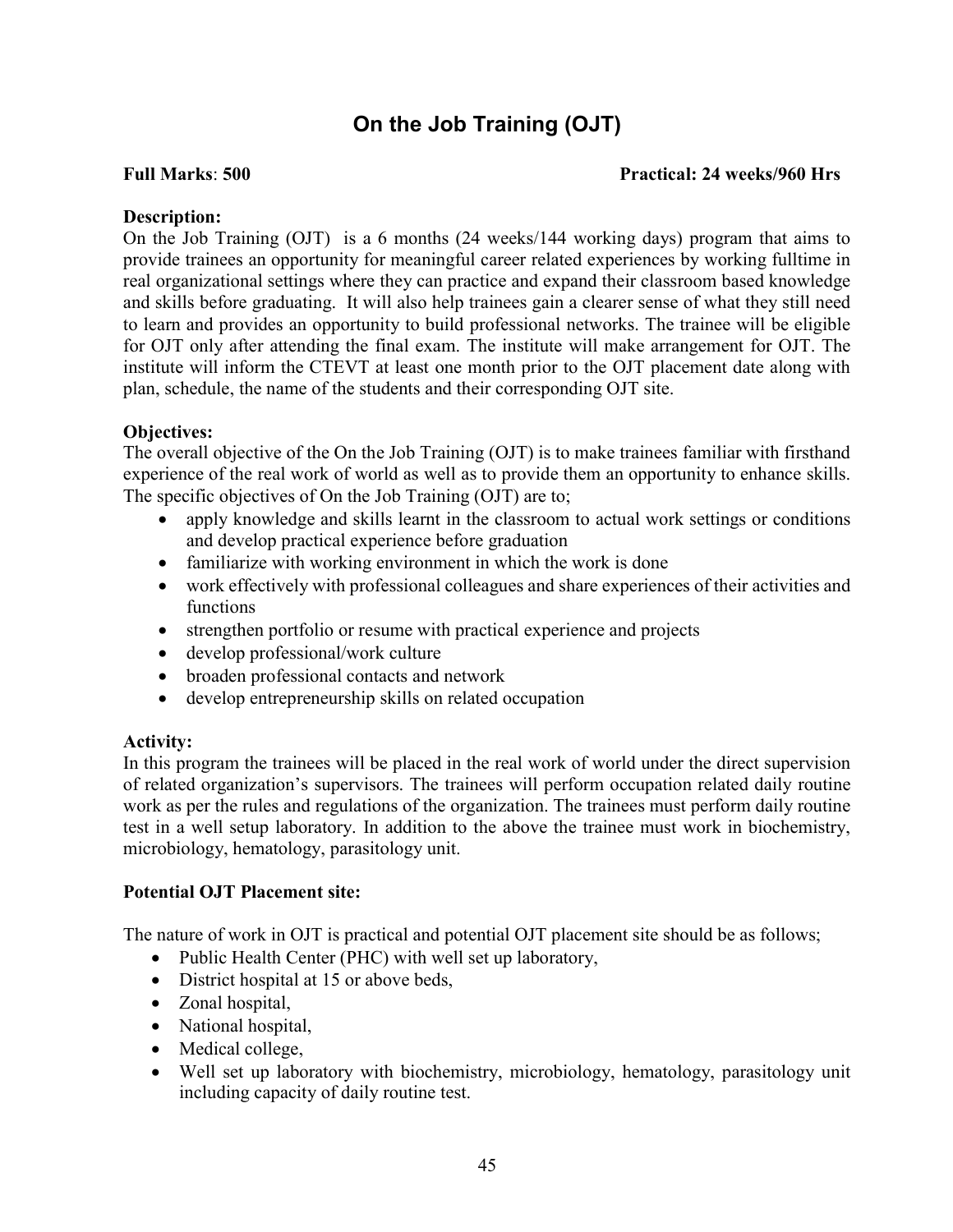# On the Job Training (OJT)

**Full Marks**: **500** **Practical: 24 weeks/960 Hrs**

**Description:**

On the Job Training (OJT) is a 6 months (24 weeks/144 working days) program that aims to provide trainees an opportunity for meaningful career related experiences by working fulltime in real organizational settings where they can practice and expand their classroom based knowledge and skills before graduating. It will also help trainees gain a clearer sense of what they still need to learn and provides an opportunity to build professional networks. The trainee will be eligible for OJT only after attending the final exam. The institute will make arrangement for OJT. The institute will inform the CTEVT at least one month prior to the OJT placement date along with plan, schedule, the name of the students and their corresponding OJT site.

**Objectives:**

The overall objective of the On the Job Training (OJT) is to make trainees familiar with firsthand experience of the real work of world as well as to provide them an opportunity to enhance skills. The specific objectives of On the Job Training (OJT) are to;

- apply knowledge and skills learnt in the classroom to actual work settings or conditions and develop practical experience before graduation
- familiarize with working environment in which the work is done
- work effectively with professional colleagues and share experiences of their activities and functions
- strengthen portfolio or resume with practical experience and projects
- develop professional/work culture
- broaden professional contacts and network
- develop entrepreneurship skills on related occupation

**Activity:**

In this program the trainees will be placed in the real work of world under the direct supervision of related organization's supervisors. The trainees will perform occupation related daily routine work as per the rules and regulations of the organization. The trainees must perform daily routine test in a well setup laboratory. In addition to the above the trainee must work in biochemistry, microbiology, hematology, parasitology unit.

**Potential OJT Placement site:**

The nature of work in OJT is practical and potential OJT placement site should be as follows;

- Public Health Center (PHC) with well set up laboratory,
- District hospital at 15 or above beds,
- Zonal hospital,
- National hospital,
- Medical college,
- Well set up laboratory with biochemistry, microbiology, hematology, parasitology unit including capacity of daily routine test.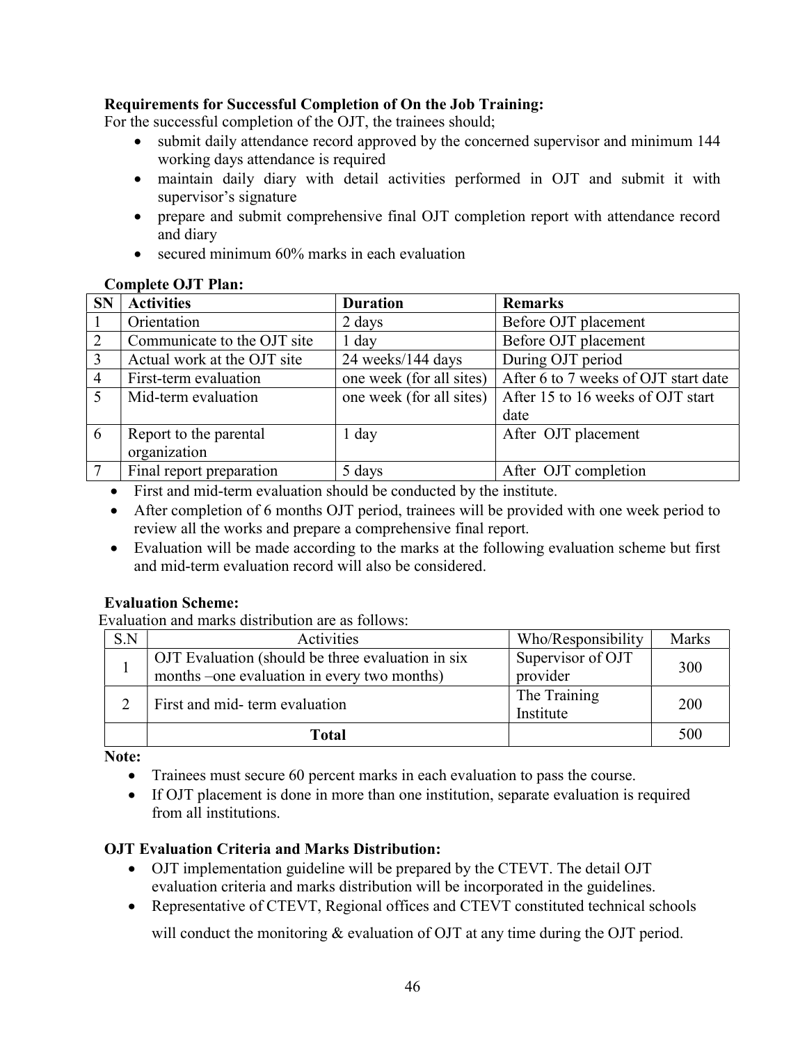**Requirements for Successful Completion of On the Job Training:**

For the successful completion of the OJT, the trainees should;

- submit daily attendance record approved by the concerned supervisor and minimum 144 working days attendance is required
- maintain daily diary with detail activities performed in OJT and submit it with supervisor's signature
- prepare and submit comprehensive final OJT completion report with attendance record and diary
- secured minimum 60% marks in each evaluation

**Complete OJT Plan:**

| SN | Activities | Duration | Remarks |
|---|---|---|---|
| 1 | Orientation | 2 days | Before OJT placement |
| 2 | Communicate to the OJT site | 1 day | Before OJT placement |
| 3 | Actual work at the OJT site | 24 weeks/144 days | During OJT period |
| 4 | First-term evaluation | one week (for all sites) | After 6 to 7 weeks of OJT start date |
| 5 | Mid-term evaluation | one week (for all sites) | After 15 to 16 weeks of OJT start date |
| 6 | Report to the parental organization | 1 day | After OJT placement |
| 7 | Final report preparation | 5 days | After OJT completion |

- First and mid-term evaluation should be conducted by the institute.
- After completion of 6 months OJT period, trainees will be provided with one week period to review all the works and prepare a comprehensive final report.
- Evaluation will be made according to the marks at the following evaluation scheme but first and mid-term evaluation record will also be considered.

**Evaluation Scheme:**

Evaluation and marks distribution are as follows:

| S.N | Activities | Who/Responsibility | Marks |
|---|---|---|---|
| 1 | OJT Evaluation (should be three evaluation in six months –one evaluation in every two months) | Supervisor of OJT provider | 300 |
| 2 | First and mid- term evaluation | The Training Institute | 200 |
| | **Total** | | 500 |

**Note:**

- Trainees must secure 60 percent marks in each evaluation to pass the course.
- If OJT placement is done in more than one institution, separate evaluation is required from all institutions.

**OJT Evaluation Criteria and Marks Distribution:**

- OJT implementation guideline will be prepared by the CTEVT. The detail OJT evaluation criteria and marks distribution will be incorporated in the guidelines.
- Representative of CTEVT, Regional offices and CTEVT constituted technical schools will conduct the monitoring & evaluation of OJT at any time during the OJT period.